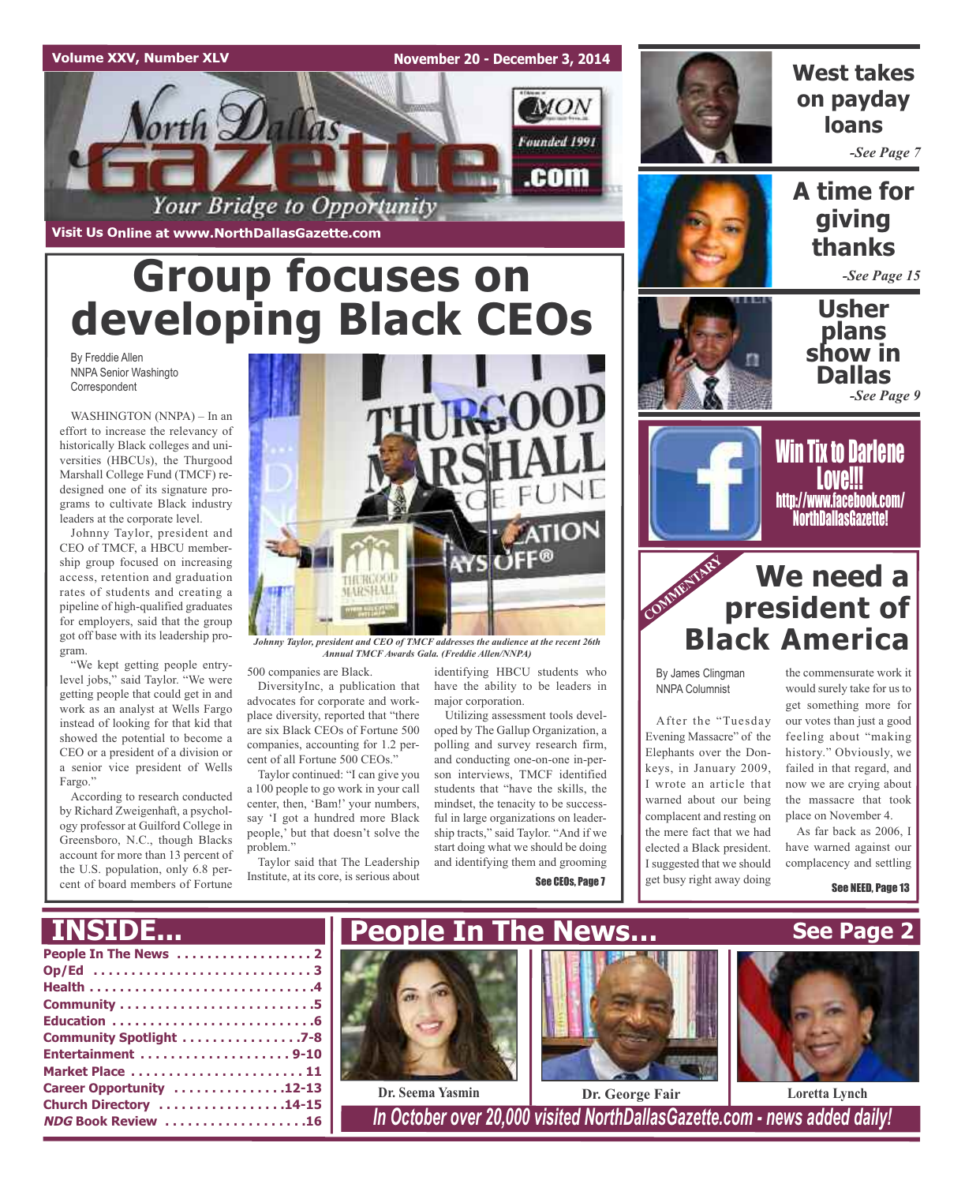Volume XXV, Number XLV

November 20 - December 3, 2014

North Dallas Gazette .com

Founded 1991

Your Bridge to Opportunity

Visit Us Online at www.NorthDallasGazette.com

# Group focuses on developing Black CEOs

By Freddie Allen
NNPA Senior Washingto Correspondent

WASHINGTON (NNPA) – In an effort to increase the relevancy of historically Black colleges and universities (HBCUs), the Thurgood Marshall College Fund (TMCF) redesigned one of its signature programs to cultivate Black industry leaders at the corporate level.

Johnny Taylor, president and CEO of TMCF, a HBCU membership group focused on increasing access, retention and graduation rates of students and creating a pipeline of high-qualified graduates for employers, said that the group got off base with its leadership program.

"We kept getting people entry-level jobs," said Taylor. "We were getting people that could get in and work as an analyst at Wells Fargo instead of looking for that kid that showed the potential to become a CEO or a president of a division or a senior vice president of Wells Fargo."

According to research conducted by Richard Zweigenhaft, a psychology professor at Guilford College in Greensboro, N.C., though Blacks account for more than 13 percent of the U.S. population, only 6.8 percent of board members of Fortune 500 companies are Black.

*Johnny Taylor, president and CEO of TMCF addresses the audience at the recent 26th Annual TMCF Awards Gala. (Freddie Allen/NNPA)*

DiversityInc, a publication that advocates for corporate and workplace diversity, reported that "there are six Black CEOs of Fortune 500 companies, accounting for 1.2 percent of all Fortune 500 CEOs."

Taylor continued: "I can give you a 100 people to go work in your call center, then, 'Bam!' your numbers, say 'I got a hundred more Black people,' but that doesn't solve the problem."

Taylor said that The Leadership Institute, at its core, is serious about identifying HBCU students who have the ability to be leaders in major corporation.

Utilizing assessment tools developed by The Gallup Organization, a polling and survey research firm, and conducting one-on-one in-person interviews, TMCF identified students that "have the skills, the mindset, the tenacity to be successful in large organizations on leadership tracts," said Taylor. "And if we start doing what we should be doing and identifying them and grooming

**See CEOs, Page 7**

## West takes on payday loans

*-See Page 7*

## A time for giving thanks

*-See Page 15*

## Usher plans show in Dallas

*-See Page 9*

**Win Tix to Darlene Love!!!**
**http://www.facebook.com/NorthDallasGazette!**

COMMENTARY

## We need a president of Black America

By James Clingman
NNPA Columnist

After the "Tuesday Evening Massacre" of the Elephants over the Donkeys, in January 2009, I wrote an article that warned about our being complacent and resting on the mere fact that we had elected a Black president. I suggested that we should get busy right away doing the commensurate work it would surely take for us to get something more for our votes than just a good feeling about "making history." Obviously, we failed in that regard, and now we are crying about the massacre that took place on November 4.

As far back as 2006, I have warned against our complacency and settling

**See NEED, Page 13**

## INSIDE...

- People In The News . . . . . 2
- Op/Ed . . . . . 3
- Health . . . . . 4
- Community . . . . . 5
- Education . . . . . 6
- Community Spotlight . . . . . 7-8
- Entertainment . . . . . 9-10
- Market Place . . . . . 11
- Career Opportunity . . . . . 12-13
- Church Directory . . . . . 14-15
- *NDG* Book Review . . . . . 16

## People In The News... See Page 2

Dr. Seema Yasmin

Dr. George Fair

Loretta Lynch

*In October over 20,000 visited NorthDallasGazette.com - news added daily!*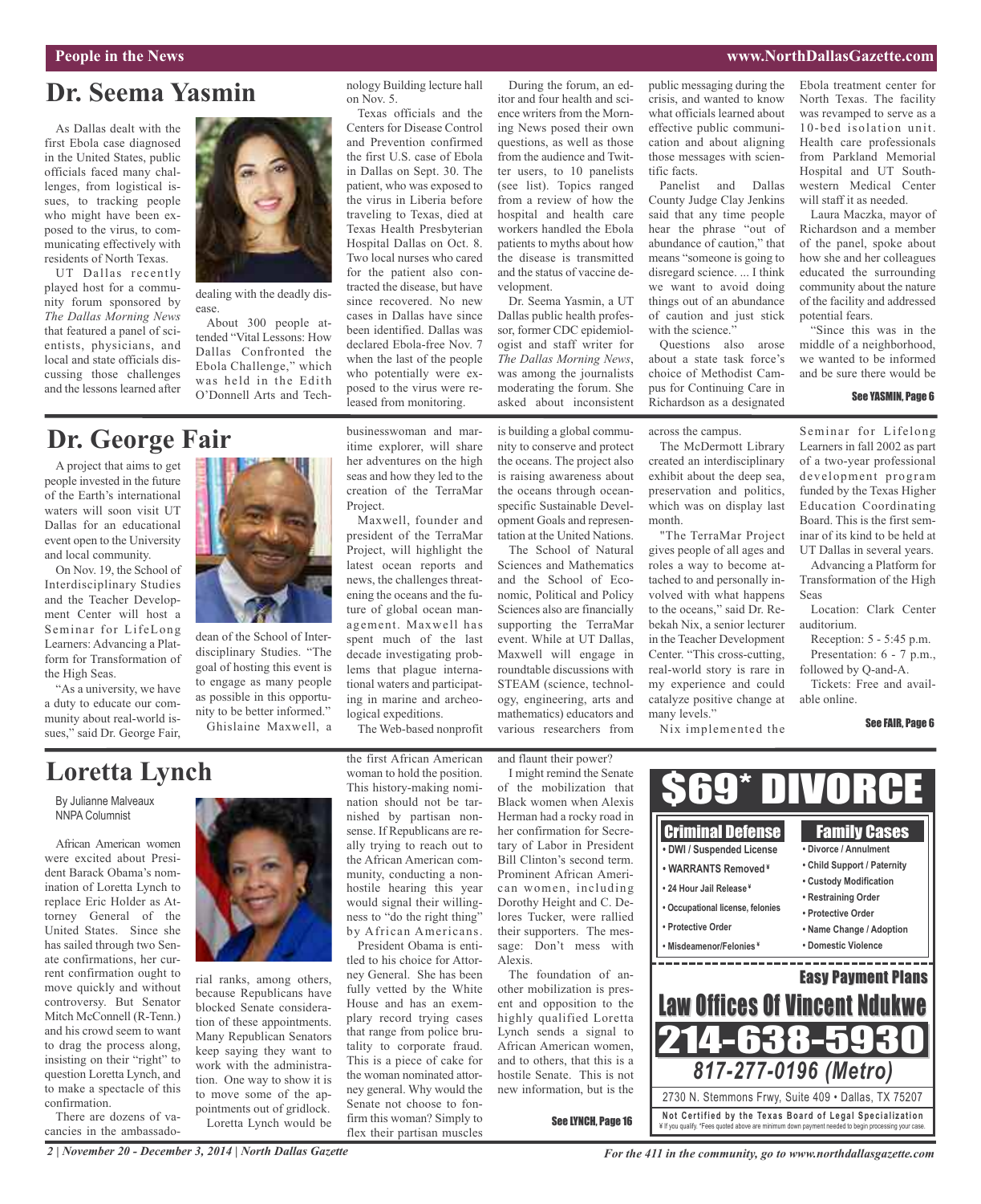# Dr. Seema Yasmin

As Dallas dealt with the first Ebola case diagnosed in the United States, public officials faced many challenges, from logistical issues, to tracking people who might have been exposed to the virus, to communicating effectively with residents of North Texas.

UT Dallas recently played host for a community forum sponsored by *The Dallas Morning News* that featured a panel of scientists, physicians, and local and state officials discussing those challenges and the lessons learned after dealing with the deadly disease.

About 300 people attended "Vital Lessons: How Dallas Confronted the Ebola Challenge," which was held in the Edith O'Donnell Arts and Technology Building lecture hall on Nov. 5.

Texas officials and the Centers for Disease Control and Prevention confirmed the first U.S. case of Ebola in Dallas on Sept. 30. The patient, who was exposed to the virus in Liberia before traveling to Texas, died at Texas Health Presbyterian Hospital Dallas on Oct. 8. Two local nurses who cared for the patient also contracted the disease, but have since recovered. No new cases in Dallas have since been identified. Dallas was declared Ebola-free Nov. 7 when the last of the people who potentially were exposed to the virus were released from monitoring.

During the forum, an editor and four health and science writers from the Morning News posed their own questions, as well as those from the audience and Twitter users, to 10 panelists (see list). Topics ranged from a review of how the hospital and health care workers handled the Ebola patients to myths about how the disease is transmitted and the status of vaccine development.

Dr. Seema Yasmin, a UT Dallas public health professor, former CDC epidemiologist and staff writer for *The Dallas Morning News*, was among the journalists moderating the forum. She asked about inconsistent public messaging during the crisis, and wanted to know what officials learned about effective public communication and about aligning those messages with scientific facts.

Panelist and Dallas County Judge Clay Jenkins said that any time people hear the phrase "out of abundance of caution," that means "someone is going to disregard science. ... I think we want to avoid doing things out of an abundance of caution and just stick with the science."

Questions also arose about a state task force's choice of Methodist Campus for Continuing Care in Richardson as a designated Ebola treatment center for North Texas. The facility was revamped to serve as a 10-bed isolation unit. Health care professionals from Parkland Memorial Hospital and UT Southwestern Medical Center will staff it as needed.

Laura Maczka, mayor of Richardson and a member of the panel, spoke about how she and her colleagues educated the surrounding community about the nature of the facility and addressed potential fears.

"Since this was in the middle of a neighborhood, we wanted to be informed and be sure there would be

See YASMIN, Page 6

# Dr. George Fair

A project that aims to get people invested in the future of the Earth's international waters will soon visit UT Dallas for an educational event open to the University and local community.

On Nov. 19, the School of Interdisciplinary Studies and the Teacher Development Center will host a Seminar for LifeLong Learners: Advancing a Platform for Transformation of the High Seas.

"As a university, we have a duty to educate our community about real-world issues," said Dr. George Fair, dean of the School of Interdisciplinary Studies. "The goal of hosting this event is to engage as many people as possible in this opportunity to be better informed."

Ghislaine Maxwell, a businesswoman and maritime explorer, will share her adventures on the high seas and how they led to the creation of the TerraMar Project.

Maxwell, founder and president of the TerraMar Project, will highlight the latest ocean reports and news, the challenges threatening the oceans and the future of global ocean management. Maxwell has spent much of the last decade investigating problems that plague international waters and participating in marine and archeological expeditions.

The Web-based nonprofit is building a global community to conserve and protect the oceans. The project also is raising awareness about the oceans through ocean-specific Sustainable Development Goals and representation at the United Nations.

The School of Natural Sciences and Mathematics and the School of Economic, Political and Policy Sciences also are financially supporting the TerraMar event. While at UT Dallas, Maxwell will engage in roundtable discussions with STEAM (science, technology, engineering, arts and mathematics) educators and various researchers from across the campus.

The McDermott Library created an interdisciplinary exhibit about the deep sea, preservation and politics, which was on display last month.

"The TerraMar Project gives people of all ages and roles a way to become attached to and personally involved with what happens to the oceans," said Dr. Rebekah Nix, a senior lecturer in the Teacher Development Center. "This cross-cutting, real-world story is rare in my experience and could catalyze positive change at many levels."

Nix implemented the Seminar for Lifelong Learners in fall 2002 as part of a two-year professional development program funded by the Texas Higher Education Coordinating Board. This is the first seminar of its kind to be held at UT Dallas in several years.

Advancing a Platform for Transformation of the High Seas

Location: Clark Center auditorium.

Reception: 5 - 5:45 p.m.

Presentation: 6 - 7 p.m., followed by Q-and-A.

Tickets: Free and available online.

See FAIR, Page 6

# Loretta Lynch

By Julianne Malveaux
NNPA Columnist

African American women were excited about President Barack Obama's nomination of Loretta Lynch to replace Eric Holder as Attorney General of the United States. Since she has sailed through two Senate confirmations, her current confirmation ought to move quickly and without controversy. But Senator Mitch McConnell (R-Tenn.) and his crowd seem to want to drag the process along, insisting on their "right" to question Loretta Lynch, and to make a spectacle of this confirmation.

There are dozens of vacancies in the ambassadorial ranks, among others, because Republicans have blocked Senate consideration of these appointments. Many Republican Senators keep saying they want to work with the administration. One way to show it is to move some of the appointments out of gridlock.

Loretta Lynch would be the first African American woman to hold the position. This history-making nomination should not be tarnished by partisan nonsense. If Republicans are really trying to reach out to the African American community, conducting a non-hostile hearing this year would signal their willingness to "do the right thing" by African Americans.

President Obama is entitled to his choice for Attorney General. She has been fully vetted by the White House and has an exemplary record trying cases that range from police brutality to corporate fraud. This is a piece of cake for the woman nominated attorney general. Why would the Senate not choose to confirm this woman? Simply to flex their partisan muscles and flaunt their power?

I might remind the Senate of the mobilization that Black women when Alexis Herman had a rocky road in her confirmation for Secretary of Labor in President Bill Clinton's second term. Prominent African American women, including Dorothy Height and C. Delores Tucker, were rallied their supporters. The message: Don't mess with Alexis.

The foundation of another mobilization is present and opposition to the highly qualified Loretta Lynch sends a signal to African American women, and to others, that this is a hostile Senate. This is not new information, but is the

See LYNCH, Page 16

## $69* DIVORCE

**Criminal Defense**
- DWI / Suspended License
- WARRANTS Removed ¥
- 24 Hour Jail Release ¥
- Occupational license, felonies
- Protective Order
- Misdeamenor/Felonies ¥

**Family Cases**
- Divorce / Annulment
- Child Support / Paternity
- Custody Modification
- Restraining Order
- Protective Order
- Name Change / Adoption
- Domestic Violence

**Easy Payment Plans**

**Law Offices Of Vincent Ndukwe**

**214-638-5930**

***817-277-0196 (Metro)***

2730 N. Stemmons Frwy, Suite 409 • Dallas, TX 75207

**Not Certified by the Texas Board of Legal Specialization**
¥ If you qualify. *Fees quoted above are minimum down payment needed to begin processing your case.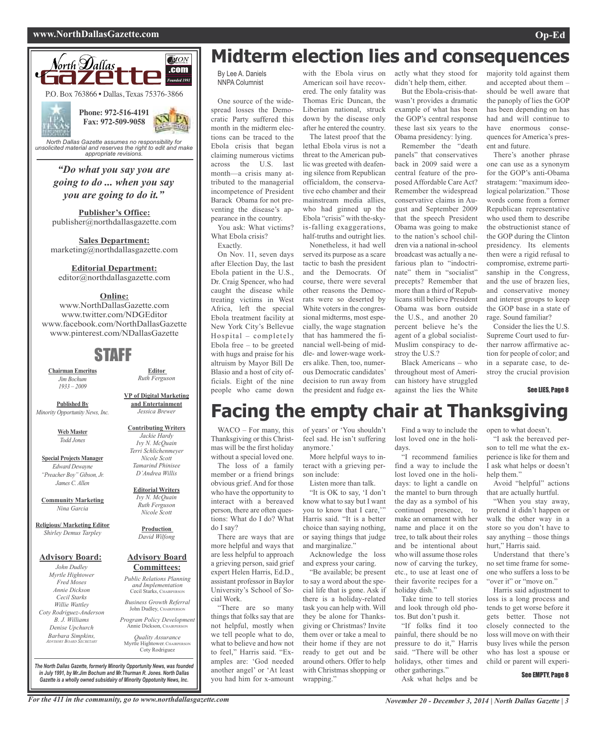North Dallas Gazette

P.O. Box 763866 • Dallas, Texas 75376-3866

**Phone: 972-516-4191**
**Fax: 972-509-9058**

*North Dallas Gazette assumes no responsibility for unsolicited material and reserves the right to edit and make appropriate revisions.*

***"Do what you say you are going to do ... when you say you are going to do it."***

**Publisher's Office:**
publisher@northdallasgazette.com

**Sales Department:**
marketing@northdallasgazette.com

**Editorial Department:**
editor@northdallasgazette.com

**Online:**
www.NorthDallasGazette.com
www.twitter.com/NDGEditor
www.facebook.com/NorthDallasGazette
www.pinterest.com/NDallasGazette

## STAFF

**Chairman Emeritus**
*Jim Bochum*
*1933 – 2009*

**Published By**
*Minority Opportunity News, Inc.*

**Web Master**
*Todd Jones*

**Special Projects Manager**
*Edward Dewayne "Preacher Boy" Gibson, Jr.*
*James C. Allen*

**Community Marketing**
*Nina Garcia*

**Religious/ Marketing Editor**
*Shirley Demus Tarpley*

**Advisory Board:**
*John Dudley*
*Myrtle Hightower*
*Fred Moses*
*Annie Dickson*
*Cecil Starks*
*Willie Wattley*
*Coty Rodriguez-Anderson*
*B. J. Williams*
*Denise Upchurch*
*Barbara Simpkins, Advisory Board Secretary*

**Editor**
*Ruth Ferguson*

**VP of Digital Marketing and Entertainment**
*Jessica Brewer*

**Contributing Writers**
*Jackie Hardy*
*Ivy N. McQuain*
*Terri Schlichenmeyer*
*Nicole Scott*
*Tamarind Phinisee*
*D'Andrea Willis*

**Editorial Writers**
*Ivy N. McQuain*
*Ruth Ferguson*
*Nicole Scott*

**Production**
*David Wilfong*

**Advisory Board Committees:**
*Public Relations Planning and Implementation* — Cecil Starks, Chairperson
*Business Growth Referral* — John Dudley, Chairperson
*Program Policy Development* — Annie Dickson, Chairperson
*Quality Assurance* — Myrtle Hightower, Chairperson; Coty Rodriguez

*The North Dallas Gazette, formerly Minority Opportunity News, was founded in July 1991, by Mr.Jim Bochum and Mr.Thurman R. Jones. North Dallas Gazette is a wholly owned subsidairy of Minority Oppotunity News, Inc.*

# Midterm election lies and consequences

By Lee A. Daniels
NNPA Columnist

One source of the widespread losses the Democratic Party suffered this month in the midterm elections can be traced to the Ebola crisis that began claiming numerous victims across the U.S. last month—a crisis many attributed to the managerial incompetence of President Barack Obama for not preventing the disease's appearance in the country.

You ask: What victims? What Ebola crisis?

Exactly.

On Nov. 11, seven days after Election Day, the last Ebola patient in the U.S., Dr. Craig Spencer, who had caught the disease while treating victims in West Africa, left the special Ebola treatment facility at New York City's Bellevue Hospital – completely Ebola free – to be greeted with hugs and praise for his altruism by Mayor Bill De Blasio and a host of city officials. Eight of the nine people who came down with the Ebola virus on American soil have recovered. The only fatality was Thomas Eric Duncan, the Liberian national, struck down by the disease only after he entered the country.

The latest proof that the lethal Ebola virus is not a threat to the American public was greeted with deafening silence from Republican officialdom, the conservative echo chamber and their mainstream media allies, who had ginned up the Ebola "crisis" with the-sky-is-falling exaggerations, half-truths and outright lies.

Nonetheless, it had well served its purpose as a scare tactic to bash the president and the Democrats. Of course, there were several other reasons the Democrats were so deserted by White voters in the congressional midterms, most especially, the wage stagnation that has hammered the financial well-being of middle- and lower-wage workers alike. Then, too, numerous Democratic candidates' decision to run away from the president and fudge exactly what they stood for didn't help them, either.

But the Ebola-crisis-that-wasn't provides a dramatic example of what has been the GOP's central response these last six years to the Obama presidency: lying.

Remember the "death panels" that conservatives back in 2009 said were a central feature of the proposed Affordable Care Act? Remember the widespread conservative claims in August and September 2009 that the speech President Obama was going to make to the nation's school children via a national in-school broadcast was actually a nefarious plan to "indoctrinate" them in "socialist" precepts? Remember that more than a third of Republicans still believe President Obama was born outside the U.S., and another 20 percent believe he's the agent of a global socialist-Muslim conspiracy to destroy the U.S.?

Black Americans – who throughout most of American history have struggled against the lies the White majority told against them and accepted about them – should be well aware that the panoply of lies the GOP has been depending on has had and will continue to have enormous consequences for America's present and future.

There's another phrase one can use as a synonym for the GOP's anti-Obama stratagem: "maximum ideological polarization." Those words come from a former Republican representative who used them to describe the obstructionist stance of the GOP during the Clinton presidency. Its elements then were a rigid refusal to compromise, extreme partisanship in the Congress, and the use of brazen lies, and conservative money and interest groups to keep the GOP base in a state of rage. Sound familiar?

Consider the lies the U.S. Supreme Court used to further narrow affirmative action for people of color; and in a separate case, to destroy the crucial provision

**See LIES, Page 8**

# Facing the empty chair at Thanksgiving

WACO – For many, this Thanksgiving or this Christmas will be the first holiday without a special loved one.

The loss of a family member or a friend brings obvious grief. And for those who have the opportunity to interact with a bereaved person, there are often questions: What do I do? What do I say?

There are ways that are more helpful and ways that are less helpful to approach a grieving person, said grief expert Helen Harris, Ed.D., assistant professor in Baylor University's School of Social Work.

"There are so many things that folks say that are not helpful, mostly when we tell people what to do, what to believe and how not to feel," Harris said. "Examples are: 'God needed another angel' or 'At least you had him for x-amount of years' or 'You shouldn't feel sad. He isn't suffering anymore.'

More helpful ways to interact with a grieving person include:

Listen more than talk.

"It is OK to say, 'I don't know what to say but I want you to know that I care,'" Harris said. "It is a better choice than saying nothing, or saying things that judge and marginalize."

Acknowledge the loss and express your caring.

"Be available; be present to say a word about the special life that is gone. Ask if there is a holiday-related task you can help with. Will they be alone for Thanksgiving or Christmas? Invite them over or take a meal to their home if they are not ready to get out and be around others. Offer to help with Christmas shopping or wrapping."

Find a way to include the lost loved one in the holidays.

"I recommend families find a way to include the lost loved one in the holidays: to light a candle on the mantel to burn through the day as a symbol of his continued presence, to make an ornament with her name and place it on the tree, to talk about their roles and be intentional about who will assume those roles now of carving the turkey, etc., to use at least one of their favorite recipes for a holiday dish."

Take time to tell stories and look through old photos. But don't push it.

"If folks find it too painful, there should be no pressure to do it," Harris said. "There will be other holidays, other times and other gatherings."

Ask what helps and be open to what doesn't.

"I ask the bereaved person to tell me what the experience is like for them and I ask what helps or doesn't help them."

Avoid "helpful" actions that are actually hurtful.

"When you stay away, pretend it didn't happen or walk the other way in a store so you don't have to say anything – those things hurt," Harris said.

Understand that there's no set time frame for someone who suffers a loss to be "over it" or "move on."

Harris said adjustment to loss is a long process and tends to get worse before it gets better. Those not closely connected to the loss will move on with their busy lives while the person who has lost a spouse or child or parent will experi-

**See EMPTY, Page 8**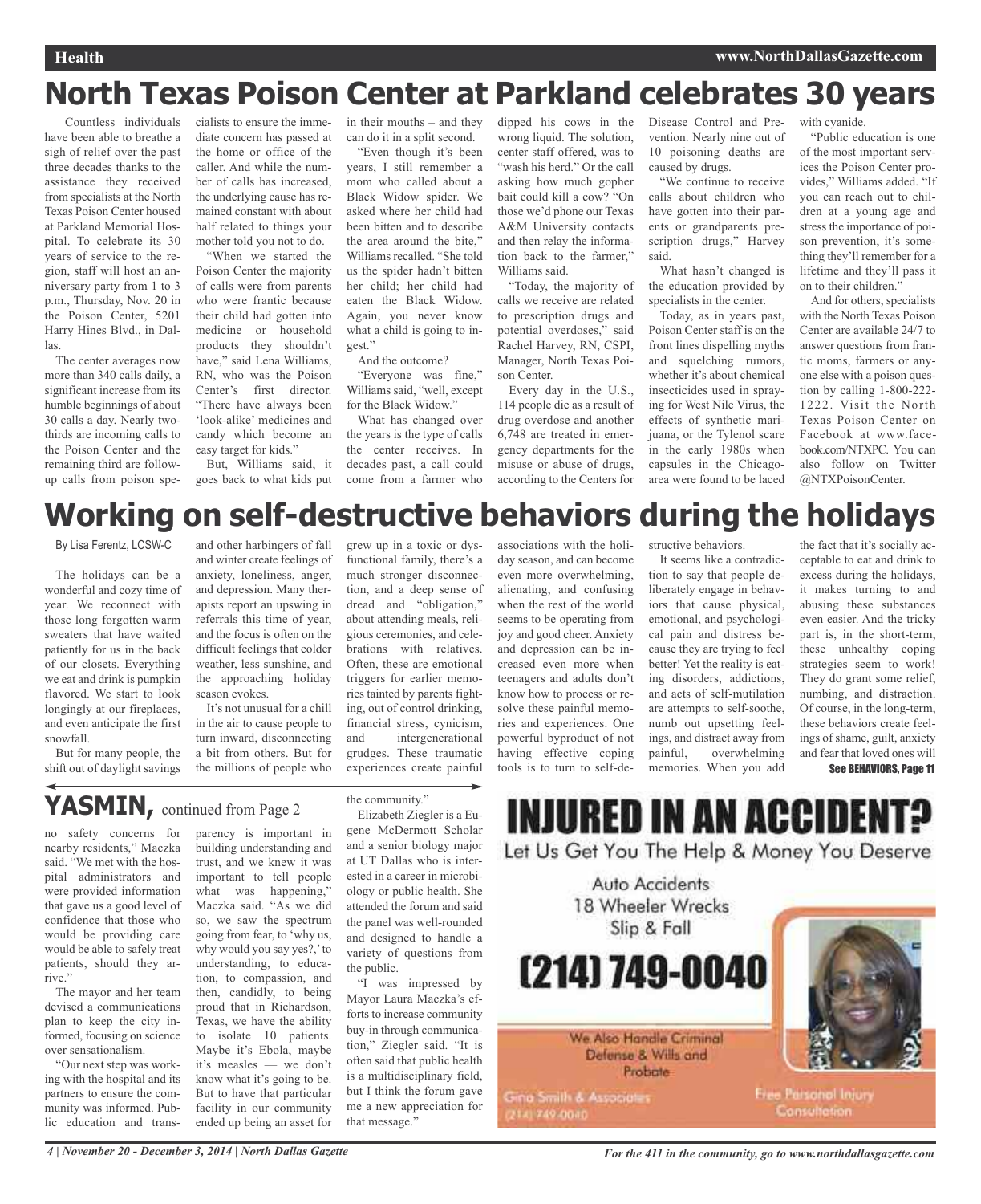# North Texas Poison Center at Parkland celebrates 30 years

Countless individuals have been able to breathe a sigh of relief over the past three decades thanks to the assistance they received from specialists at the North Texas Poison Center housed at Parkland Memorial Hospital. To celebrate its 30 years of service to the region, staff will host an anniversary party from 1 to 3 p.m., Thursday, Nov. 20 in the Poison Center, 5201 Harry Hines Blvd., in Dallas.

The center averages now more than 340 calls daily, a significant increase from its humble beginnings of about 30 calls a day. Nearly two-thirds are incoming calls to the Poison Center and the remaining third are follow-up calls from poison specialists to ensure the immediate concern has passed at the home or office of the caller. And while the number of calls has increased, the underlying cause has remained constant with about half related to things your mother told you not to do.

"When we started the Poison Center the majority of calls were from parents who were frantic because their child had gotten into medicine or household products they shouldn't have," said Lena Williams, RN, who was the Poison Center's first director. "There have always been 'look-alike' medicines and candy which become an easy target for kids."

But, Williams said, it goes back to what kids put in their mouths – and they can do it in a split second.

"Even though it's been years, I still remember a mom who called about a Black Widow spider. We asked where her child had been bitten and to describe the area around the bite," Williams recalled. "She told us the spider hadn't bitten her child; her child had eaten the Black Widow. Again, you never know what a child is going to ingest."

And the outcome?

"Everyone was fine," Williams said, "well, except for the Black Widow."

What has changed over the years is the type of calls the center receives. In decades past, a call could come from a farmer who dipped his cows in the wrong liquid. The solution, center staff offered, was to "wash his herd." Or the call asking how much gopher bait could kill a cow? "On those we'd phone our Texas A&M University contacts and then relay the information back to the farmer," Williams said.

"Today, the majority of calls we receive are related to prescription drugs and potential overdoses," said Rachel Harvey, RN, CSPI, Manager, North Texas Poison Center.

Every day in the U.S., 114 people die as a result of drug overdose and another 6,748 are treated in emergency departments for the misuse or abuse of drugs, according to the Centers for Disease Control and Prevention. Nearly nine out of 10 poisoning deaths are caused by drugs.

"We continue to receive calls about children who have gotten into their parents or grandparents prescription drugs," Harvey said.

What hasn't changed is the education provided by specialists in the center.

Today, as in years past, Poison Center staff is on the front lines dispelling myths and squelching rumors, whether it's about chemical insecticides used in spraying for West Nile Virus, the effects of synthetic marijuana, or the Tylenol scare in the early 1980s when capsules in the Chicago-area were found to be laced with cyanide.

"Public education is one of the most important services the Poison Center provides," Williams added. "If you can reach out to children at a young age and stress the importance of poison prevention, it's something they'll remember for a lifetime and they'll pass it on to their children."

And for others, specialists with the North Texas Poison Center are available 24/7 to answer questions from frantic moms, farmers or anyone else with a poison question by calling 1-800-222-1222. Visit the North Texas Poison Center on Facebook at www.facebook.com/NTXPC. You can also follow on Twitter @NTXPoisonCenter.

# Working on self-destructive behaviors during the holidays

By Lisa Ferentz, LCSW-C

The holidays can be a wonderful and cozy time of year. We reconnect with those long forgotten warm sweaters that have waited patiently for us in the back of our closets. Everything we eat and drink is pumpkin flavored. We start to look longingly at our fireplaces, and even anticipate the first snowfall.

But for many people, the shift out of daylight savings and other harbingers of fall and winter create feelings of anxiety, loneliness, anger, and depression. Many therapists report an upswing in referrals this time of year, and the focus is often on the difficult feelings that colder weather, less sunshine, and the approaching holiday season evokes.

It's not unusual for a chill in the air to cause people to turn inward, disconnecting a bit from others. But for the millions of people who grew up in a toxic or dysfunctional family, there's a much stronger disconnection, and a deep sense of dread and "obligation," about attending meals, religious ceremonies, and celebrations with relatives. Often, these are emotional triggers for earlier memories tainted by parents fighting, out of control drinking, financial stress, cynicism, and intergenerational grudges. These traumatic experiences create painful associations with the holiday season, and can become even more overwhelming, alienating, and confusing when the rest of the world seems to be operating from joy and good cheer. Anxiety and depression can be increased even more when teenagers and adults don't know how to process or resolve these painful memories and experiences. One powerful byproduct of not having effective coping tools is to turn to self-destructive behaviors.

It seems like a contradiction to say that people deliberately engage in behaviors that cause physical, emotional, and psychological pain and distress because they are trying to feel better! Yet the reality is eating disorders, addictions, and acts of self-mutilation are attempts to self-soothe, numb out upsetting feelings, and distract away from painful, overwhelming memories. When you add the fact that it's socially acceptable to eat and drink to excess during the holidays, it makes turning to and abusing these substances even easier. And the tricky part is, in the short-term, these unhealthy coping strategies seem to work! They do grant some relief, numbing, and distraction. Of course, in the long-term, these behaviors create feelings of shame, guilt, anxiety and fear that loved ones will

**See BEHAVIORS, Page 11**

## YASMIN, continued from Page 2

no safety concerns for nearby residents," Maczka said. "We met with the hospital administrators and were provided information that gave us a good level of confidence that those who would be providing care would be able to safely treat patients, should they arrive."

The mayor and her team devised a communications plan to keep the city informed, focusing on science over sensationalism.

"Our next step was working with the hospital and its partners to ensure the community was informed. Public education and transparency is important in building understanding and trust, and we knew it was important to tell people what was happening," Maczka said. "As we did so, we saw the spectrum going from fear, to 'why us, why would you say yes?,' to understanding, to education, to compassion, and then, candidly, to being proud that in Richardson, Texas, we have the ability to isolate 10 patients. Maybe it's Ebola, maybe it's measles — we don't know what it's going to be. But to have that particular facility in our community ended up being an asset for the community."

Elizabeth Ziegler is a Eugene McDermott Scholar and a senior biology major at UT Dallas who is interested in a career in microbiology or public health. She attended the forum and said the panel was well-rounded and designed to handle a variety of questions from the public.

"I was impressed by Mayor Laura Maczka's efforts to increase community buy-in through communication," Ziegler said. "It is often said that public health is a multidisciplinary field, but I think the forum gave me a new appreciation for that message."

**INJURED IN AN ACCIDENT?**

Let Us Get You The Help & Money You Deserve

Auto Accidents
18 Wheeler Wrecks
Slip & Fall

**(214) 749-0040**

We Also Handle Criminal Defense & Wills and Probate

Gina Smith & Associates
(214) 749-0040

Free Personal Injury Consultation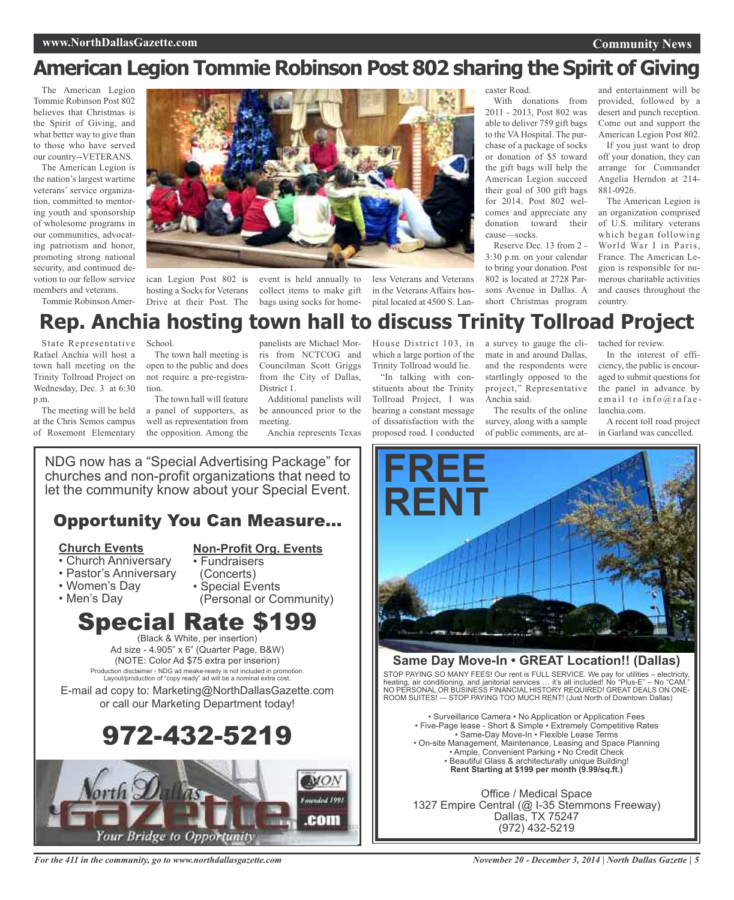# American Legion Tommie Robinson Post 802 sharing the Spirit of Giving

The American Legion Tommie Robinson Post 802 believes that Christmas is the Spirit of Giving, and what better way to give than to those who have served our country--VETERANS.

The American Legion is the nation's largest wartime veterans' service organization, committed to mentoring youth and sponsorship of wholesome programs in our communities, advocating patriotism and honor, promoting strong national security, and continued devotion to our fellow service members and veterans.

Tommie Robinson American Legion Post 802 is hosting a Socks for Veterans Drive at their Post. The event is held annually to collect items to make gift bags using socks for homeless Veterans and Veterans in the Veterans Affairs hospital located at 4500 S. Lancaster Road.

With donations from 2011 - 2013, Post 802 was able to deliver 759 gift bags to the VA Hospital. The purchase of a package of socks or donation of $5 toward the gift bags will help the American Legion succeed their goal of 300 gift bags for 2014. Post 802 welcomes and appreciate any donation toward their cause—socks.

Reserve Dec. 13 from 2 - 3:30 p.m. on your calendar to bring your donation. Post 802 is located at 2728 Parsons Avenue in Dallas. A short Christmas program and entertainment will be provided, followed by a desert and punch reception. Come out and support the American Legion Post 802.

If you just want to drop off your donation, they can arrange for Commander Angelia Herndon at 214-881-0926.

The American Legion is an organization comprised of U.S. military veterans which began following World War I in Paris, France. The American Legion is responsible for numerous charitable activities and causes throughout the country.

# Rep. Anchia hosting town hall to discuss Trinity Tollroad Project

State Representative Rafael Anchia will host a town hall meeting on the Trinity Tollroad Project on Wednesday, Dec. 3 at 6:30 p.m.

The meeting will be held at the Chris Semos campus of Rosemont Elementary School.

The town hall meeting is open to the public and does not require a pre-registration.

The town hall will feature a panel of supporters, as well as representation from the opposition. Among the panelists are Michael Morris from NCTCOG and Councilman Scott Griggs from the City of Dallas, District 1.

Additional panelists will be announced prior to the meeting.

Anchia represents Texas House District 103, in which a large portion of the Trinity Tollroad would lie.

"In talking with constituents about the Trinity Tollroad Project, I was hearing a constant message of dissatisfaction with the proposed road. I conducted a survey to gauge the climate in and around Dallas, and the respondents were startlingly opposed to the project," Representative Anchia said.

The results of the online survey, along with a sample of public comments, are attached for review.

In the interest of efficiency, the public is encouraged to submit questions for the panel in advance by email to info@rafaelanchia.com.

A recent toll road project in Garland was cancelled.

NDG now has a "Special Advertising Package" for churches and non-profit organizations that need to let the community know about your Special Event.

## Opportunity You Can Measure...

**Church Events**
- Church Anniversary
- Pastor's Anniversary
- Women's Day
- Men's Day

**Non-Profit Org. Events**
- Fundraisers (Concerts)
- Special Events (Personal or Community)

## Special Rate $199

(Black & White, per insertion)
Ad size - 4.905" x 6" (Quarter Page, B&W)
(NOTE: Color Ad $75 extra per inserion)
Production disclaimer - NDG ad meake-ready is not included in promotion. Layout/production of "copy ready" ad will be a nominal extra cost.

E-mail ad copy to: Marketing@NorthDallasGazette.com or call our Marketing Department today!

## 972-432-5219

North Dallas Gazette .com — Your Bridge to Opportunity — Founded 1991

# FREE RENT

**Same Day Move-In • GREAT Location!! (Dallas)**

STOP PAYING SO MANY FEES! Our rent is FULL SERVICE. We pay for utilities – electricity, heating, air conditioning, and janitorial services … it's all included! No "Plus-E" – No "CAM." NO PERSONAL OR BUSINESS FINANCIAL HISTORY REQUIRED! GREAT DEALS ON ONE-ROOM SUITES! --- STOP PAYING TOO MUCH RENT! (Just North of Downtown Dallas)

- Surveillance Camera • No Application or Application Fees
- Five-Page lease - Short & Simple • Extremely Competitive Rates
- Same-Day Move-In • Flexible Lease Terms
- On-site Management, Maintenance, Leasing and Space Planning
- Ample, Convenient Parking • No Credit Check
- Beautiful Glass & architecturally unique Building!

**Rent Starting at $199 per month (9.99/sq.ft.)**

Office / Medical Space
1327 Empire Central (@ I-35 Stemmons Freeway)
Dallas, TX 75247
(972) 432-5219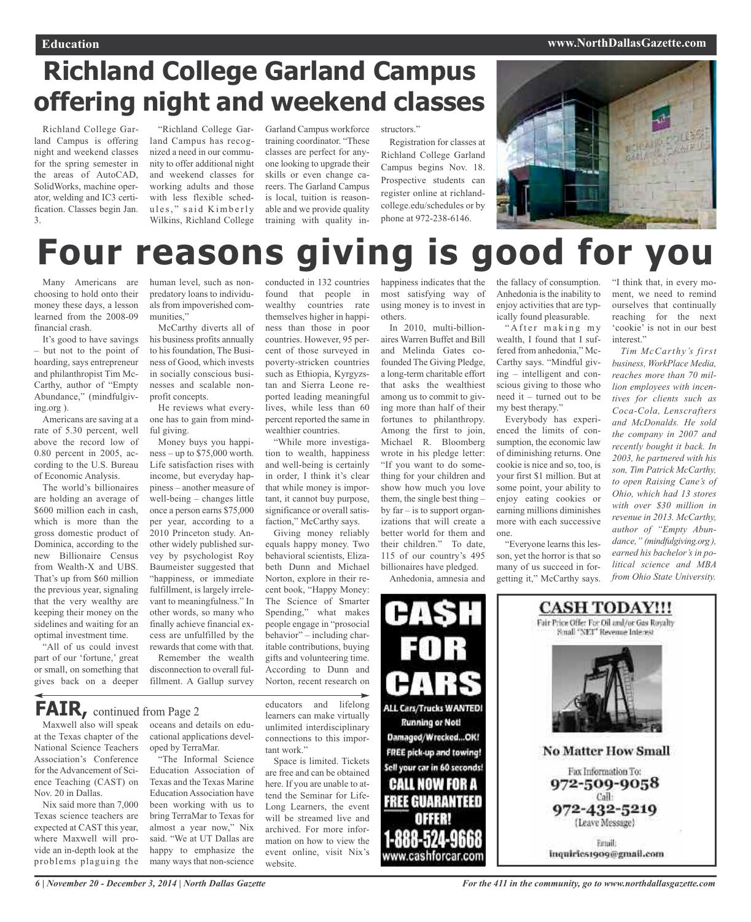# Richland College Garland Campus offering night and weekend classes

Richland College Garland Campus is offering night and weekend classes for the spring semester in the areas of AutoCAD, SolidWorks, machine operator, welding and IC3 certification. Classes begin Jan. 3.

"Richland College Garland Campus has recognized a need in our community to offer additional night and weekend classes for working adults and those with less flexible schedules," said Kimberly Wilkins, Richland College Garland Campus workforce training coordinator. "These classes are perfect for anyone looking to upgrade their skills or even change careers. The Garland Campus is local, tuition is reasonable and we provide quality training with quality instructors."

Registration for classes at Richland College Garland Campus begins Nov. 18. Prospective students can register online at richlandcollege.edu/schedules or by phone at 972-238-6146.

# Four reasons giving is good for you

Many Americans are choosing to hold onto their money these days, a lesson learned from the 2008-09 financial crash.

It's good to have savings – but not to the point of hoarding, says entrepreneur and philanthropist Tim McCarthy, author of "Empty Abundance," (mindfulgiving.org ).

Americans are saving at a rate of 5.30 percent, well above the record low of 0.80 percent in 2005, according to the U.S. Bureau of Economic Analysis.

The world's billionaires are holding an average of $600 million each in cash, which is more than the gross domestic product of Dominica, according to the new Billionaire Census from Wealth-X and UBS. That's up from $60 million the previous year, signaling that the very wealthy are keeping their money on the sidelines and waiting for an optimal investment time.

"All of us could invest part of our 'fortune,' great or small, on something that gives back on a deeper human level, such as non-predatory loans to individuals from impoverished communities,"

McCarthy diverts all of his business profits annually to his foundation, The Business of Good, which invests in socially conscious businesses and scalable non-profit concepts.

He reviews what everyone has to gain from mindful giving.

Money buys you happiness – up to $75,000 worth. Life satisfaction rises with income, but everyday happiness – another measure of well-being – changes little once a person earns $75,000 per year, according to a 2010 Princeton study. Another widely published survey by psychologist Roy Baumeister suggested that "happiness, or immediate fulfillment, is largely irrelevant to meaningfulness." In other words, so many who finally achieve financial success are unfulfilled by the rewards that come with that.

Remember the wealth disconnection to overall fulfillment. A Gallup survey conducted in 132 countries found that people in wealthy countries rate themselves higher in happiness than those in poor countries. However, 95 percent of those surveyed in poverty-stricken countries such as Ethiopia, Kyrgyzstan and Sierra Leone reported leading meaningful lives, while less than 60 percent reported the same in wealthier countries.

"While more investigation to wealth, happiness and well-being is certainly in order, I think it's clear that while money is important, it cannot buy purpose, significance or overall satisfaction," McCarthy says.

Giving money reliably equals happy money. Two behavioral scientists, Elizabeth Dunn and Michael Norton, explore in their recent book, "Happy Money: The Science of Smarter Spending," what makes people engage in "prosocial behavior" – including charitable contributions, buying gifts and volunteering time. According to Dunn and Norton, recent research on happiness indicates that the most satisfying way of using money is to invest in others.

In 2010, multi-billionaires Warren Buffet and Bill and Melinda Gates cofounded The Giving Pledge, a long-term charitable effort that asks the wealthiest among us to commit to giving more than half of their fortunes to philanthropy. Among the first to join, Michael R. Bloomberg wrote in his pledge letter: "If you want to do something for your children and show how much you love them, the single best thing – by far – is to support organizations that will create a better world for them and their children." To date, 115 of our country's 495 billionaires have pledged.

Anhedonia, amnesia and the fallacy of consumption. Anhedonia is the inability to enjoy activities that are typically found pleasurable.

"After making my wealth, I found that I suffered from anhedonia," McCarthy says. "Mindful giving – intelligent and conscious giving to those who need it – turned out to be my best therapy."

Everybody has experienced the limits of consumption, the economic law of diminishing returns. One cookie is nice and so, too, is your first $1 million. But at some point, your ability to enjoy eating cookies or earning millions diminishes more with each successive one.

"Everyone learns this lesson, yet the horror is that so many of us succeed in forgetting it," McCarthy says. "I think that, in every moment, we need to remind ourselves that continually reaching for the next 'cookie' is not in our best interest."

*Tim McCarthy's first business, WorkPlace Media, reaches more than 70 million employees with incentives for clients such as Coca-Cola, Lenscrafters and McDonalds. He sold the company in 2007 and recently bought it back. In 2003, he partnered with his son, Tim Patrick McCarthy, to open Raising Cane's of Ohio, which had 13 stores with over $30 million in revenue in 2013. McCarthy, author of "Empty Abundance," (mindfulgiving.org ), earned his bachelor's in political science and MBA from Ohio State University.*

## FAIR, continued from Page 2

Maxwell also will speak at the Texas chapter of the National Science Teachers Association's Conference for the Advancement of Science Teaching (CAST) on Nov. 20 in Dallas.

Nix said more than 7,000 Texas science teachers are expected at CAST this year, where Maxwell will provide an in-depth look at the problems plaguing the oceans and details on educational applications developed by TerraMar.

"The Informal Science Education Association of Texas and the Texas Marine Education Association have been working with us to bring TerraMar to Texas for almost a year now," Nix said. "We at UT Dallas are happy to emphasize the many ways that non-science educators and lifelong learners can make virtually unlimited interdisciplinary connections to this important work."

Space is limited. Tickets are free and can be obtained here. If you are unable to attend the Seminar for Life-Long Learners, the event will be streamed live and archived. For more information on how to view the event online, visit Nix's website.

**CA$H FOR CARS**

ALL Cars/Trucks WANTED!
Running or Not!
Damaged/Wrecked...OK!
FREE pick-up and towing!
Sell your car in 60 seconds!
CALL NOW FOR A FREE GUARANTEED OFFER!
1-888-524-9668
www.cashforcar.com

**CASH TODAY!!!**

Fair Price Offer For Oil and/or Gas Royalty
Small "NET" Revenue Interest

No Matter How Small

Fax Information To:
972-509-9058
Call:
972-432-5219
(Leave Message)

Email:
inquiries1909@gmail.com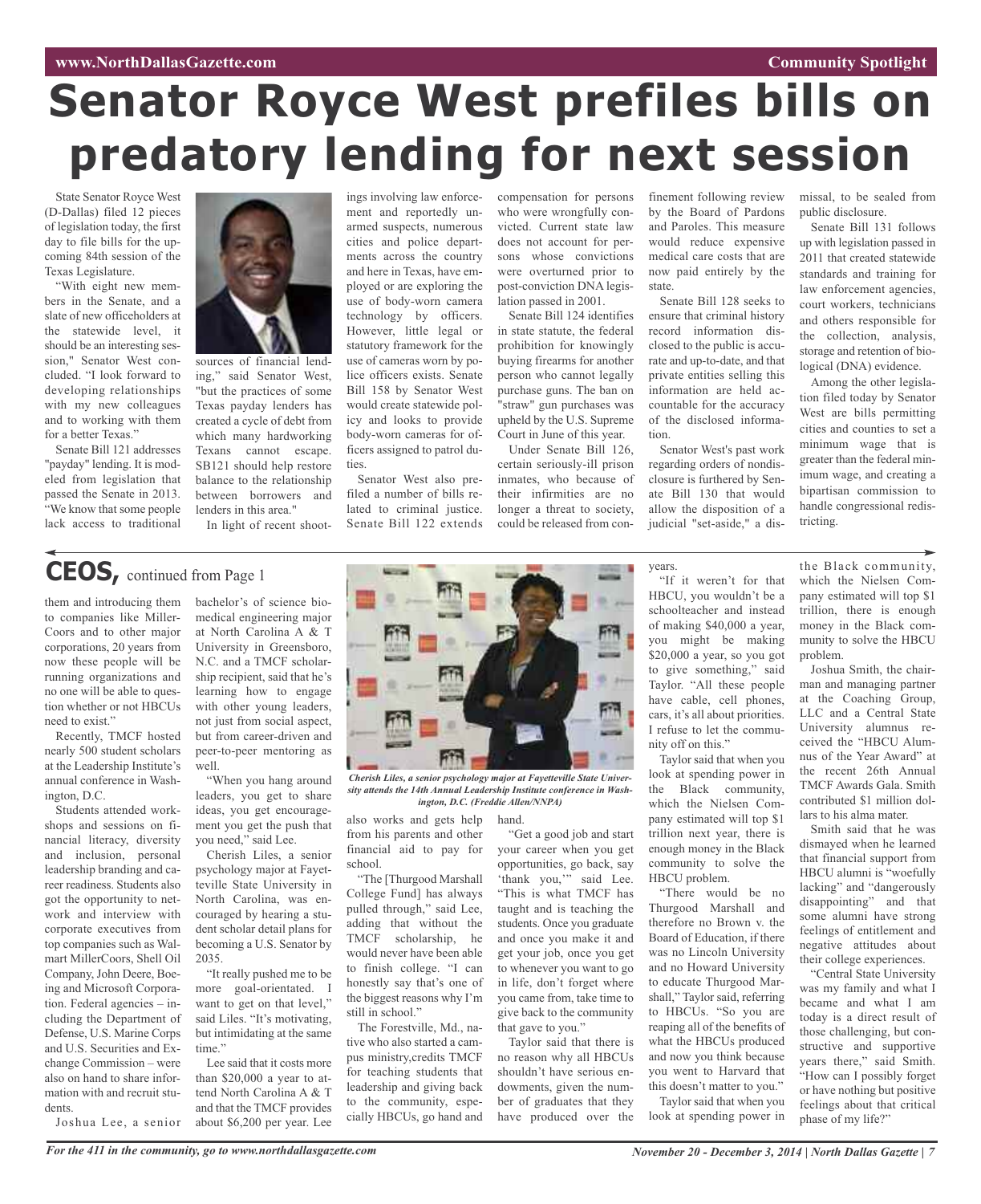# Senator Royce West prefiles bills on predatory lending for next session

State Senator Royce West (D-Dallas) filed 12 pieces of legislation today, the first day to file bills for the upcoming 84th session of the Texas Legislature.

"With eight new members in the Senate, and a slate of new officeholders at the statewide level, it should be an interesting session," Senator West concluded. "I look forward to developing relationships with my new colleagues and to working with them for a better Texas."

Senate Bill 121 addresses "payday" lending. It is modeled from legislation that passed the Senate in 2013. "We know that some people lack access to traditional sources of financial lending," said Senator West, "but the practices of some Texas payday lenders has created a cycle of debt from which many hardworking Texans cannot escape. SB121 should help restore balance to the relationship between borrowers and lenders in this area."

In light of recent shootings involving law enforcement and reportedly unarmed suspects, numerous cities and police departments across the country and here in Texas, have employed or are exploring the use of body-worn camera technology by officers. However, little legal or statutory framework for the use of cameras worn by police officers exists. Senate Bill 158 by Senator West would create statewide policy and looks to provide body-worn cameras for officers assigned to patrol duties.

Senator West also prefiled a number of bills related to criminal justice. Senate Bill 122 extends compensation for persons who were wrongfully convicted. Current state law does not account for persons whose convictions were overturned prior to post-conviction DNA legislation passed in 2001.

Senate Bill 124 identifies in state statute, the federal prohibition for knowingly buying firearms for another person who cannot legally purchase guns. The ban on "straw" gun purchases was upheld by the U.S. Supreme Court in June of this year.

Under Senate Bill 126, certain seriously-ill prison inmates, who because of their infirmities are no longer a threat to society, could be released from confinement following review by the Board of Pardons and Paroles. This measure would reduce expensive medical care costs that are now paid entirely by the state.

Senate Bill 128 seeks to ensure that criminal history record information disclosed to the public is accurate and up-to-date, and that private entities selling this information are held accountable for the accuracy of the disclosed information.

Senator West's past work regarding orders of nondisclosure is furthered by Senate Bill 130 that would allow the disposition of a judicial "set-aside," a dismissal, to be sealed from public disclosure.

Senate Bill 131 follows up with legislation passed in 2011 that created statewide standards and training for law enforcement agencies, court workers, technicians and others responsible for the collection, analysis, storage and retention of biological (DNA) evidence.

Among the other legislation filed today by Senator West are bills permitting cities and counties to set a minimum wage that is greater than the federal minimum wage, and creating a bipartisan commission to handle congressional redistricting.

## CEOS, continued from Page 1

them and introducing them to companies like MillerCoors and to other major corporations, 20 years from now these people will be running organizations and no one will be able to question whether or not HBCUs need to exist."

Recently, TMCF hosted nearly 500 student scholars at the Leadership Institute's annual conference in Washington, D.C.

Students attended workshops and sessions on financial literacy, diversity and inclusion, personal leadership branding and career readiness. Students also got the opportunity to network and interview with corporate executives from top companies such as Walmart MillerCoors, Shell Oil Company, John Deere, Boeing and Microsoft Corporation. Federal agencies – including the Department of Defense, U.S. Marine Corps and U.S. Securities and Exchange Commission – were also on hand to share information with and recruit students.

Joshua Lee, a senior bachelor's of science biomedical engineering major at North Carolina A & T University in Greensboro, N.C. and a TMCF scholarship recipient, said that he's learning how to engage with other young leaders, not just from social aspect, but from career-driven and peer-to-peer mentoring as well.

"When you hang around leaders, you get to share ideas, you get encouragement you get the push that you need," said Lee.

Cherish Liles, a senior psychology major at Fayetteville State University in North Carolina, was encouraged by hearing a student scholar detail plans for becoming a U.S. Senator by 2035.

"It really pushed me to be more goal-orientated. I want to get on that level," said Liles. "It's motivating, but intimidating at the same time."

Lee said that it costs more than $20,000 a year to attend North Carolina A & T and that the TMCF provides about $6,200 per year. Lee also works and gets help from his parents and other financial aid to pay for school.

*Cherish Liles, a senior psychology major at Fayetteville State University attends the 14th Annual Leadership Institute conference in Washington, D.C. (Freddie Allen/NNPA)*

"The [Thurgood Marshall College Fund] has always pulled through," said Lee, adding that without the TMCF scholarship, he would never have been able to finish college. "I can honestly say that's one of the biggest reasons why I'm still in school."

The Forestville, Md., native who also started a campus ministry,credits TMCF for teaching students that leadership and giving back to the community, especially HBCUs, go hand and hand.

"Get a good job and start your career when you get opportunities, go back, say 'thank you,'" said Lee. "This is what TMCF has taught and is teaching the students. Once you graduate and once you make it and get your job, once you get to whenever you want to go in life, don't forget where you came from, take time to give back to the community that gave to you."

Taylor said that there is no reason why all HBCUs shouldn't have serious endowments, given the number of graduates that they have produced over the years.

"If it weren't for that HBCU, you wouldn't be a schoolteacher and instead of making $40,000 a year, you might be making $20,000 a year, so you got to give something," said Taylor. "All these people have cable, cell phones, cars, it's all about priorities. I refuse to let the community off on this."

Taylor said that when you look at spending power in the Black community, which the Nielsen Company estimated will top $1 trillion next year, there is enough money in the Black community to solve the HBCU problem.

"There would be no Thurgood Marshall and therefore no Brown v. the Board of Education, if there was no Lincoln University and no Howard University to educate Thurgood Marshall," Taylor said, referring to HBCUs. "So you are reaping all of the benefits of what the HBCUs produced and now you think because you went to Harvard that this doesn't matter to you."

Taylor said that when you look at spending power in the Black community, which the Nielsen Company estimated will top $1 trillion, there is enough money in the Black community to solve the HBCU problem.

Joshua Smith, the chairman and managing partner at the Coaching Group, LLC and a Central State University alumnus received the "HBCU Alumnus of the Year Award" at the recent 26th Annual TMCF Awards Gala. Smith contributed $1 million dollars to his alma mater.

Smith said that he was dismayed when he learned that financial support from HBCU alumni is "woefully lacking" and "dangerously disappointing" and that some alumni have strong feelings of entitlement and negative attitudes about their college experiences.

"Central State University was my family and what I became and what I am today is a direct result of those challenging, but constructive and supportive years there," said Smith. "How can I possibly forget or have nothing but positive feelings about that critical phase of my life?"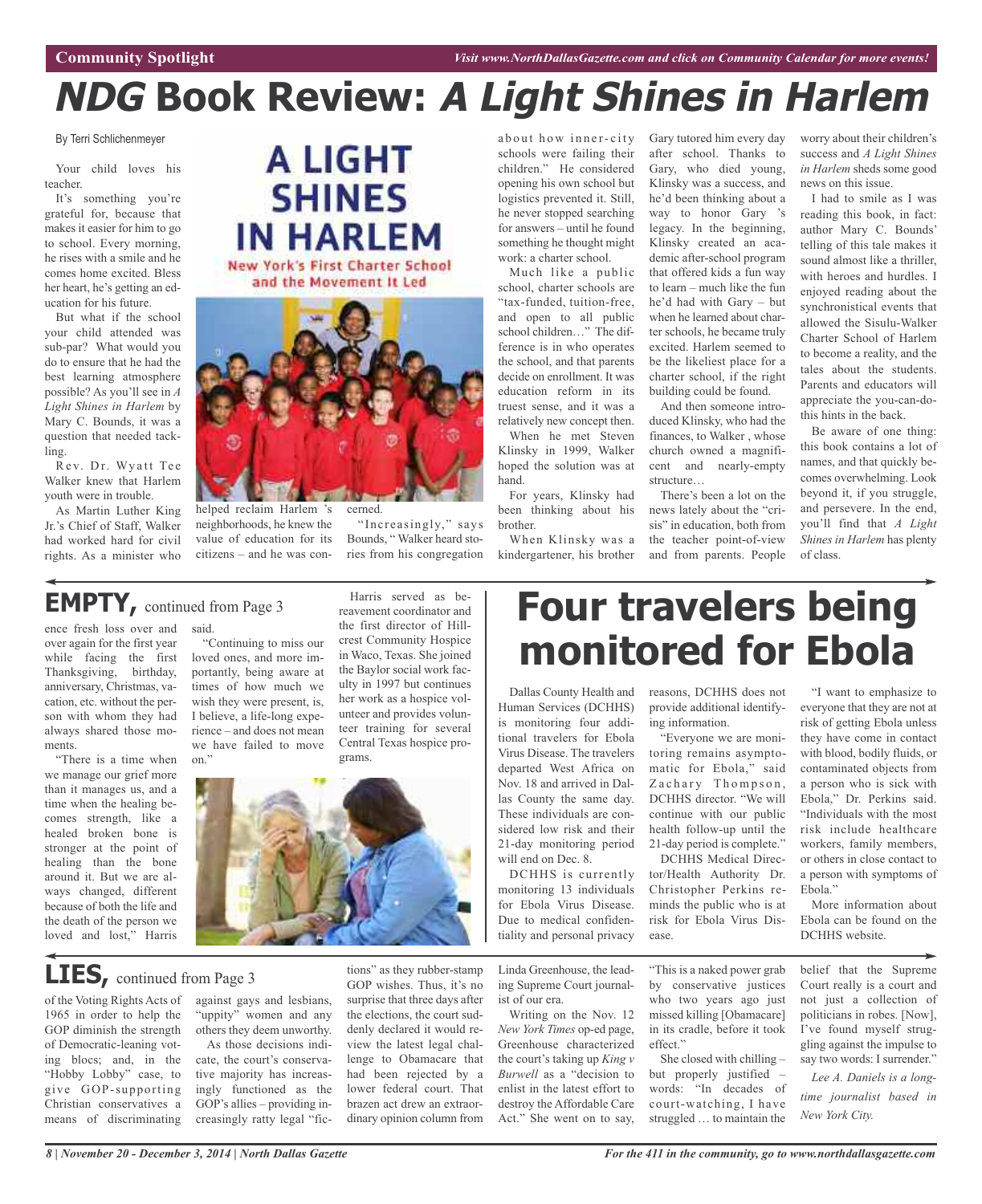# *NDG* Book Review: *A Light Shines in Harlem*

By Terri Schlichenmeyer

Your child loves his teacher.

It's something you're grateful for, because that makes it easier for him to go to school. Every morning, he rises with a smile and he comes home excited. Bless her heart, he's getting an education for his future.

But what if the school your child attended was sub-par? What would you do to ensure that he had the best learning atmosphere possible? As you'll see in *A Light Shines in Harlem* by Mary C. Bounds, it was a question that needed tackling.

Rev. Dr. Wyatt Tee Walker knew that Harlem youth were in trouble.

As Martin Luther King Jr.'s Chief of Staff, Walker had worked hard for civil rights. As a minister who helped reclaim Harlem 's neighborhoods, he knew the value of education for its citizens – and he was concerned.

"Increasingly," says Bounds, " Walker heard stories from his congregation about how inner-city schools were failing their children." He considered opening his own school but logistics prevented it. Still, he never stopped searching for answers – until he found something he thought might work: a charter school.

Much like a public school, charter schools are "tax-funded, tuition-free, and open to all public school children…" The difference is in who operates the school, and that parents decide on enrollment. It was education reform in its truest sense, and it was a relatively new concept then.

When he met Steven Klinsky in 1999, Walker hoped the solution was at hand.

For years, Klinsky had been thinking about his brother.

When Klinsky was a kindergartener, his brother Gary tutored him every day after school. Thanks to Gary, who died young, Klinsky was a success, and he'd been thinking about a way to honor Gary 's legacy. In the beginning, Klinsky created an academic after-school program that offered kids a fun way to learn – much like the fun he'd had with Gary – but when he learned about charter schools, he became truly excited. Harlem seemed to be the likeliest place for a charter school, if the right building could be found.

And then someone introduced Klinsky, who had the finances, to Walker , whose church owned a magnificent and nearly-empty structure…

There's been a lot on the news lately about the "crisis" in education, both from the teacher point-of-view and from parents. People worry about their children's success and *A Light Shines in Harlem* sheds some good news on this issue.

I had to smile as I was reading this book, in fact: author Mary C. Bounds' telling of this tale makes it sound almost like a thriller, with heroes and hurdles. I enjoyed reading about the synchronistical events that allowed the Sisulu-Walker Charter School of Harlem to become a reality, and the tales about the students. Parents and educators will appreciate the you-can-do-this hints in the back.

Be aware of one thing: this book contains a lot of names, and that quickly becomes overwhelming. Look beyond it, if you struggle, and persevere. In the end, you'll find that *A Light Shines in Harlem* has plenty of class.

## EMPTY, continued from Page 3

ence fresh loss over and over again for the first year while facing the first Thanksgiving, birthday, anniversary, Christmas, vacation, etc. without the person with whom they had always shared those moments.

"There is a time when we manage our grief more than it manages us, and a time when the healing becomes strength, like a healed broken bone is stronger at the point of healing than the bone around it. But we are always changed, different because of both the life and the death of the person we loved and lost," Harris said.

"Continuing to miss our loved ones, and more importantly, being aware at times of how much we wish they were present, is, I believe, a life-long experience – and does not mean we have failed to move on."

Harris served as bereavement coordinator and the first director of Hillcrest Community Hospice in Waco, Texas. She joined the Baylor social work faculty in 1997 but continues her work as a hospice volunteer and provides volunteer training for several Central Texas hospice programs.

# Four travelers being monitored for Ebola

Dallas County Health and Human Services (DCHHS) is monitoring four additional travelers for Ebola Virus Disease. The travelers departed West Africa on Nov. 18 and arrived in Dallas County the same day. These individuals are considered low risk and their 21-day monitoring period will end on Dec. 8.

DCHHS is currently monitoring 13 individuals for Ebola Virus Disease. Due to medical confidentiality and personal privacy reasons, DCHHS does not provide additional identifying information.

"Everyone we are monitoring remains asymptomatic for Ebola," said Zachary Thompson, DCHHS director. "We will continue with our public health follow-up until the 21-day period is complete."

DCHHS Medical Director/Health Authority Dr. Christopher Perkins reminds the public who is at risk for Ebola Virus Disease.

"I want to emphasize to everyone that they are not at risk of getting Ebola unless they have come in contact with blood, bodily fluids, or contaminated objects from a person who is sick with Ebola," Dr. Perkins said. "Individuals with the most risk include healthcare workers, family members, or others in close contact to a person with symptoms of Ebola."

More information about Ebola can be found on the DCHHS website.

## LIES, continued from Page 3

of the Voting Rights Acts of 1965 in order to help the GOP diminish the strength of Democratic-leaning voting blocs; and, in the "Hobby Lobby" case, to give GOP-supporting Christian conservatives a means of discriminating against gays and lesbians, "uppity" women and any others they deem unworthy.

As those decisions indicate, the court's conservative majority has increasingly functioned as the GOP's allies – providing increasingly ratty legal "fictions" as they rubber-stamp GOP wishes. Thus, it's no surprise that three days after the elections, the court suddenly declared it would review the latest legal challenge to Obamacare that had been rejected by a lower federal court. That brazen act drew an extraordinary opinion column from Linda Greenhouse, the leading Supreme Court journalist of our era.

Writing on the Nov. 12 *New York Times* op-ed page, Greenhouse characterized the court's taking up *King v Burwell* as a "decision to enlist in the latest effort to destroy the Affordable Care Act." She went on to say, "This is a naked power grab by conservative justices who two years ago just missed killing [Obamacare] in its cradle, before it took effect."

She closed with chilling – but properly justified – words: "In decades of court-watching, I have struggled … to maintain the belief that the Supreme Court really is a court and not just a collection of politicians in robes. [Now], I've found myself struggling against the impulse to say two words: I surrender."

*Lee A. Daniels is a longtime journalist based in New York City.*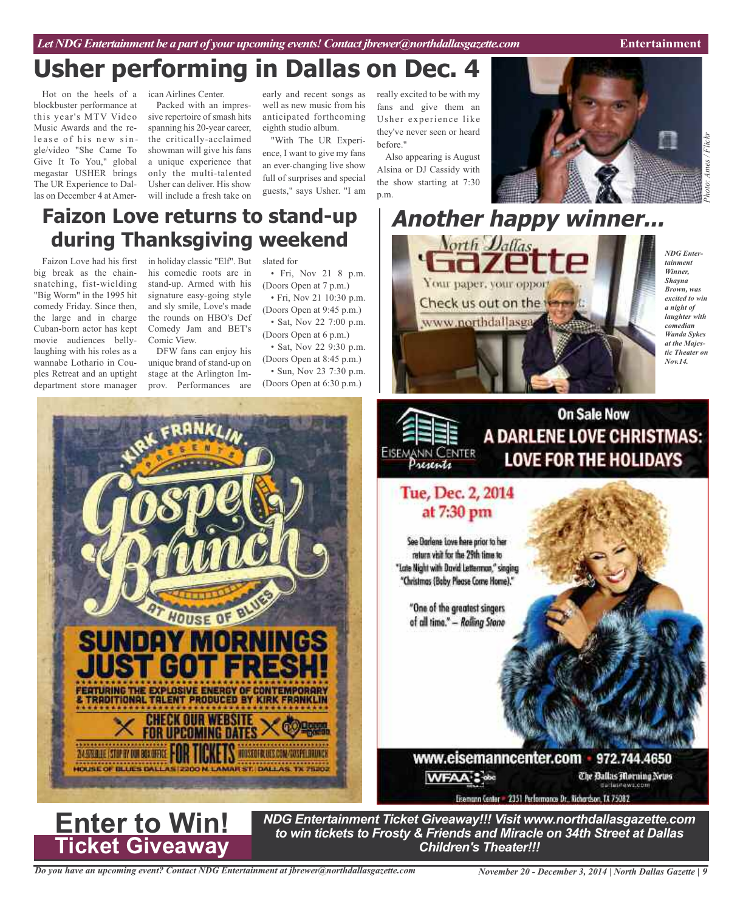# Usher performing in Dallas on Dec. 4

Hot on the heels of a blockbuster performance at this year's MTV Video Music Awards and the release of his new single/video "She Came To Give It To You," global megastar USHER brings The UR Experience to Dallas on December 4 at American Airlines Center.

Packed with an impressive repertoire of smash hits spanning his 20-year career, the critically-acclaimed showman will give his fans a unique experience that only the multi-talented Usher can deliver. His show will include a fresh take on early and recent songs as well as new music from his anticipated forthcoming eighth studio album.

"With The UR Experience, I want to give my fans an ever-changing live show full of surprises and special guests," says Usher. "I am really excited to be with my fans and give them an Usher experience like they've never seen or heard before."

Also appearing is August Alsina or DJ Cassidy with the show starting at 7:30 p.m.

Photo: Ames / Flickr

# Faizon Love returns to stand-up during Thanksgiving weekend

Faizon Love had his first big break as the chain-snatching, fist-wielding "Big Worm" in the 1995 hit comedy Friday. Since then, the large and in charge Cuban-born actor has kept movie audiences belly-laughing with his roles as a wannabe Lothario in Couples Retreat and an uptight department store manager in holiday classic "Elf". But his comedic roots are in stand-up. Armed with his signature easy-going style and sly smile, Love's made the rounds on HBO's Def Comedy Jam and BET's Comic View.

DFW fans can enjoy his unique brand of stand-up on stage at the Arlington Improv. Performances are slated for

- Fri, Nov 21 8 p.m. (Doors Open at 7 p.m.)
- Fri, Nov 21 10:30 p.m. (Doors Open at 9:45 p.m.)
- Sat, Nov 22 7:00 p.m. (Doors Open at 6 p.m.)
- Sat, Nov 22 9:30 p.m. (Doors Open at 8:45 p.m.)
- Sun, Nov 23 7:30 p.m. (Doors Open at 6:30 p.m.)

# Another happy winner...

*NDG Entertainment Winner, Shayna Brown, was excited to win a night of laughter with comedian Wanda Sykes at the Majestic Theater on Nov.14.*

Kirk Franklin Presents Gospel Brunch at House of Blues

SUNDAY MORNINGS JUST GOT FRESH!

FEATURING THE EXPLOSIVE ENERGY OF CONTEMPORARY & TRADITIONAL TALENT PRODUCED BY KIRK FRANKLIN

CHECK OUR WEBSITE FOR UPCOMING DATES

214.978.BLUE | STOP BY OUR BOX OFFICE FOR TICKETS HOUSEOFBLUES.COM/GOSPELBRUNCH

HOUSE OF BLUES DALLAS | 2200 N. LAMAR ST. | DALLAS, TX 75202

Eisemann Center Presents

On Sale Now
A DARLENE LOVE CHRISTMAS: LOVE FOR THE HOLIDAYS

Tue, Dec. 2, 2014 at 7:30 pm

See Darlene Love here prior to her return visit for the 29th time to "Late Night with David Letterman," singing "Christmas (Baby Please Come Home)."

"One of the greatest singers of all time." – *Rolling Stone*

www.eisemanncenter.com • 972.744.4650

WFAA 8 abc | The Dallas Morning News

Eisemann Center • 2351 Performance Dr., Richardson, TX 75082

# Enter to Win! Ticket Giveaway

***NDG Entertainment Ticket Giveaway!!! Visit www.northdallasgazette.com to win tickets to Frosty & Friends and Miracle on 34th Street at Dallas Children's Theater!!!***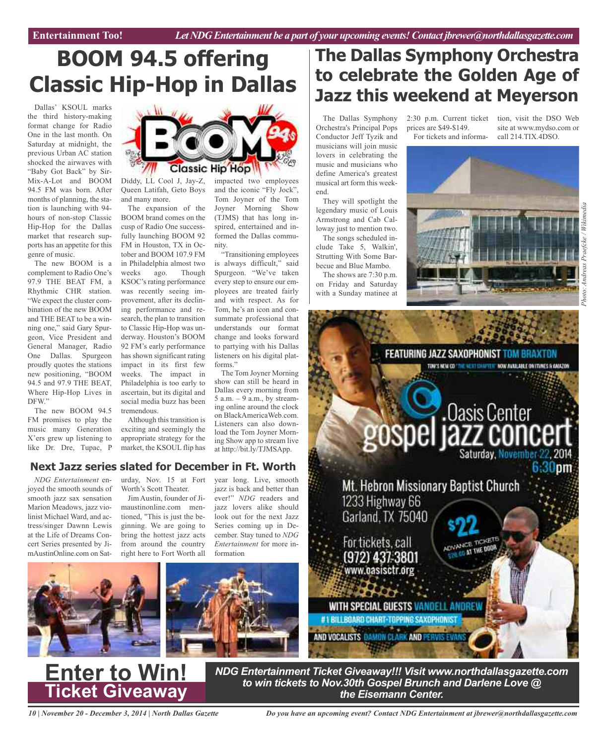# BOOM 94.5 offering Classic Hip-Hop in Dallas

Dallas' KSOUL marks the third history-making format change for Radio One in the last month. On Saturday at midnight, the previous Urban AC station shocked the airwaves with "Baby Got Back" by Sir-Mix-A-Lot and BOOM 94.5 FM was born. After months of planning, the station is launching with 94-hours of non-stop Classic Hip-Hop for the Dallas market that research supports has an appetite for this genre of music.

The new BOOM is a complement to Radio One's 97.9 THE BEAT FM, a Rhythmic CHR station. "We expect the cluster combination of the new BOOM and THE BEAT to be a winning one," said Gary Spurgeon, Vice President and General Manager, Radio One Dallas. Spurgeon proudly quotes the stations new positioning, "BOOM 94.5 and 97.9 THE BEAT, Where Hip-Hop Lives in DFW."

The new BOOM 94.5 FM promises to play the music many Generation X'ers grew up listening to like Dr. Dre, Tupac, P Diddy, LL Cool J, Jay-Z, Queen Latifah, Geto Boys and many more.

The expansion of the BOOM brand comes on the cusp of Radio One successfully launching BOOM 92 FM in Houston, TX in October and BOOM 107.9 FM in Philadelphia almost two weeks ago. Though KSOC's rating performance was recently seeing improvement, after its declining performance and research, the plan to transition to Classic Hip-Hop was underway. Houston's BOOM 92 FM's early performance has shown significant rating impact in its first few weeks. The impact in Philadelphia is too early to ascertain, but its digital and social media buzz has been tremendous.

Although this transition is exciting and seemingly the appropriate strategy for the market, the KSOUL flip has impacted two employees and the iconic "Fly Jock", Tom Joyner of the Tom Joyner Morning Show (TJMS) that has long inspired, entertained and informed the Dallas community.

"Transitioning employees is always difficult," said Spurgeon. "We've taken every step to ensure our employees are treated fairly and with respect. As for Tom, he's an icon and consummate professional that understands our format change and looks forward to partying with his Dallas listeners on his digital platforms."

The Tom Joyner Morning show can still be heard in Dallas every morning from 5 a.m. – 9 a.m., by streaming online around the clock on BlackAmericaWeb.com. Listeners can also download the Tom Joyner Morning Show app to stream live at http://bit.ly/TJMSApp.

# The Dallas Symphony Orchestra to celebrate the Golden Age of Jazz this weekend at Meyerson

The Dallas Symphony Orchestra's Principal Pops Conductor Jeff Tyzik and musicians will join music lovers in celebrating the music and musicians who define America's greatest musical art form this weekend.

They will spotlight the legendary music of Louis Armstrong and Cab Calloway just to mention two.

The songs scheduled include Take 5, Walkin', Strutting With Some Barbecue and Blue Mambo.

The shows are 7:30 p.m. on Friday and Saturday with a Sunday matinee at 2:30 p.m. Current ticket prices are $49-$149.

For tickets and information, visit the DSO Web site at www.mydso.com or call 214.TIX.4DSO.

Photo: Andreas Praefcke / Wikimedia

## Next Jazz series slated for December in Ft. Worth

*NDG Entertainment* enjoyed the smooth sounds of smooth jazz sax sensation Marion Meadows, jazz violinist Michael Ward, and actress/singer Dawnn Lewis at the Life of Dreams Concert Series presented by JimAustinOnline.com on Saturday, Nov. 15 at Fort Worth's Scott Theater.

Jim Austin, founder of Jimaustinonline.com mentioned, "This is just the beginning. We are going to bring the hottest jazz acts from around the country right here to Fort Worth all year long. Live, smooth jazz is back and better than ever!" *NDG* readers and jazz lovers alike should look out for the next Jazz Series coming up in December. Stay tuned to *NDG Entertainment* for more information

FEATURING JAZZ SAXOPHONIST TOM BRAXTON
TOM'S NEW CD "THE NEXT CHAPTER" NOW AVAILABLE ON ITUNES & AMAZON

Oasis Center gospel jazz concert
Saturday, November 22, 2014 6:30pm

Mt. Hebron Missionary Baptist Church
1233 Highway 66
Garland, TX 75040

$22 ADVANCE TICKETS $26.00 AT THE DOOR

For tickets, call (972) 437-3801
www.oasisctr.org

WITH SPECIAL GUESTS VANDELL ANDREW
#1 BILLBOARD CHART-TOPPING SAXOPHONIST
AND VOCALISTS DAMON CLARK AND PERVIS EVANS

**Enter to Win!**
**Ticket Giveaway**

***NDG Entertainment Ticket Giveaway!!! Visit www.northdallasgazette.com to win tickets to Nov.30th Gospel Brunch and Darlene Love @ the Eisemann Center.***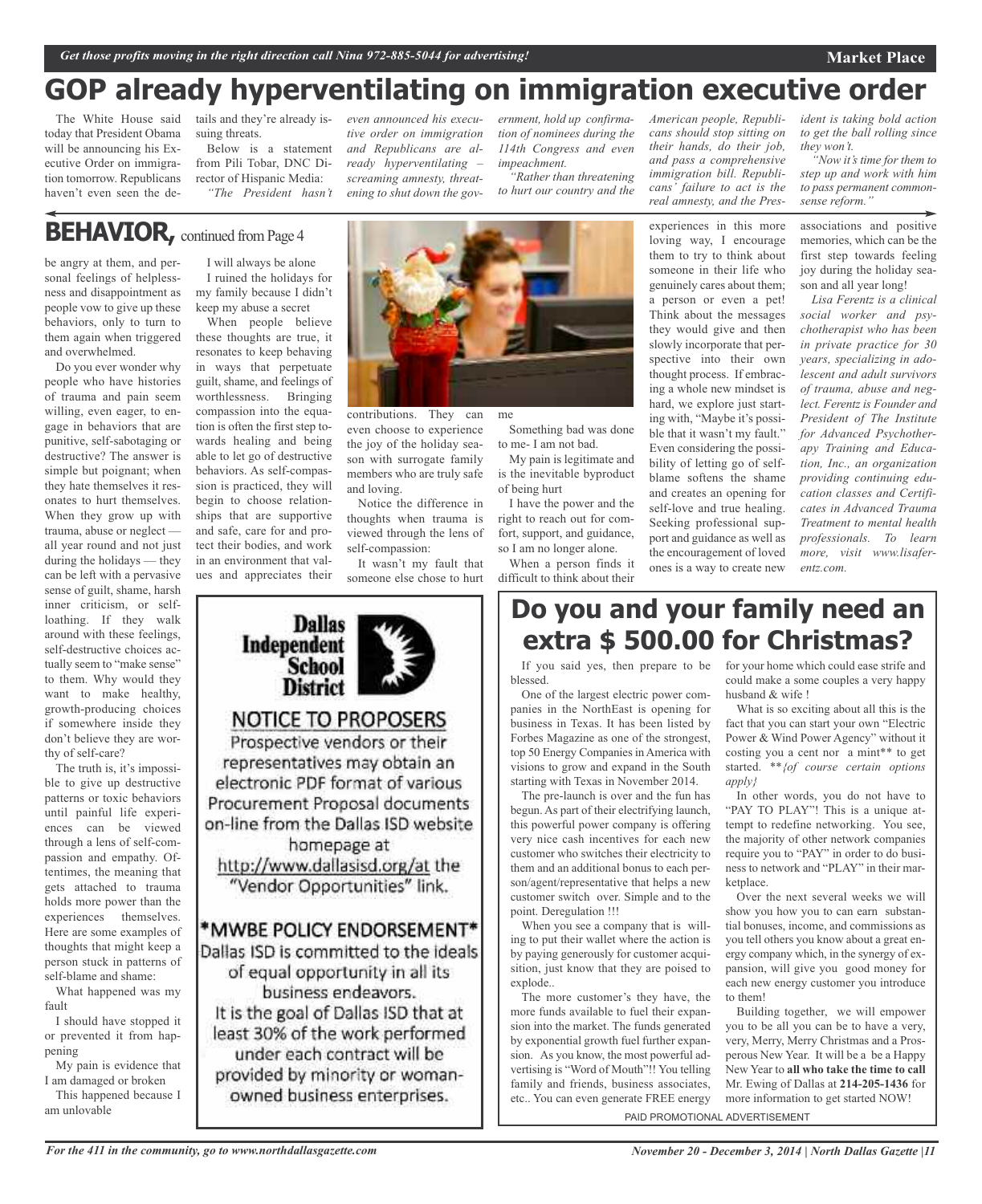Get those profits moving in the right direction call Nina 972-885-5044 for advertising!

# GOP already hyperventilating on immigration executive order

The White House said today that President Obama will be announcing his Executive Order on immigration tomorrow. Republicans haven't even seen the details and they're already issuing threats.

Below is a statement from Pili Tobar, DNC Director of Hispanic Media:

*"The President hasn't even announced his executive order on immigration and Republicans are already hyperventilating – screaming amnesty, threatening to shut down the government, hold up confirmation of nominees during the 114th Congress and even impeachment.*

*"Rather than threatening to hurt our country and the American people, Republicans should stop sitting on their hands, do their job, and pass a comprehensive immigration bill. Republicans' failure to act is the real amnesty, and the President is taking bold action to get the ball rolling since they won't.*

*"Now it's time for them to step up and work with him to pass permanent commonsense reform."*

## BEHAVIOR, continued from Page 4

be angry at them, and personal feelings of helplessness and disappointment as people vow to give up these behaviors, only to turn to them again when triggered and overwhelmed.

Do you ever wonder why people who have histories of trauma and pain seem willing, even eager, to engage in behaviors that are punitive, self-sabotaging or destructive? The answer is simple but poignant; when they hate themselves it resonates to hurt themselves. When they grow up with trauma, abuse or neglect — all year round and not just during the holidays — they can be left with a pervasive sense of guilt, shame, harsh inner criticism, or self-loathing. If they walk around with these feelings, self-destructive choices actually seem to "make sense" to them. Why would they want to make healthy, growth-producing choices if somewhere inside they don't believe they are worthy of self-care?

The truth is, it's impossible to give up destructive patterns or toxic behaviors until painful life experiences can be viewed through a lens of self-compassion and empathy. Oftentimes, the meaning that gets attached to trauma holds more power than the experiences themselves. Here are some examples of thoughts that might keep a person stuck in patterns of self-blame and shame:

What happened was my fault

I should have stopped it or prevented it from happening

My pain is evidence that I am damaged or broken

This happened because I am unlovable

I will always be alone

I ruined the holidays for my family because I didn't keep my abuse a secret

When people believe these thoughts are true, it resonates to keep behaving in ways that perpetuate guilt, shame, and feelings of worthlessness. Bringing compassion into the equation is often the first step towards healing and being able to let go of destructive behaviors. As self-compassion is practiced, they will begin to choose relationships that are supportive and safe, care for and protect their bodies, and work in an environment that values and appreciates their contributions. They can even choose to experience the joy of the holiday season with surrogate family members who are truly safe and loving.

Notice the difference in thoughts when trauma is viewed through the lens of self-compassion:

It wasn't my fault that someone else chose to hurt me

Something bad was done to me- I am not bad.

My pain is legitimate and is the inevitable byproduct of being hurt

I have the power and the right to reach out for comfort, support, and guidance, so I am no longer alone.

When a person finds it difficult to think about their experiences in this more loving way, I encourage them to try to think about someone in their life who genuinely cares about them; a person or even a pet! Think about the messages they would give and then slowly incorporate that perspective into their own thought process. If embracing a whole new mindset is hard, we explore just starting with, "Maybe it's possible that it wasn't my fault." Even considering the possibility of letting go of self-blame softens the shame and creates an opening for self-love and true healing. Seeking professional support and guidance as well as the encouragement of loved ones is a way to create new associations and positive memories, which can be the first step towards feeling joy during the holiday season and all year long!

*Lisa Ferentz is a clinical social worker and psychotherapist who has been in private practice for 30 years, specializing in adolescent and adult survivors of trauma, abuse and neglect. Ferentz is Founder and President of The Institute for Advanced Psychotherapy Training and Education, Inc., an organization providing continuing education classes and Certificates in Advanced Trauma Treatment to mental health professionals. To learn more, visit www.lisaferentz.com.*

---

**Dallas Independent School District**

**NOTICE TO PROPOSERS**

Prospective vendors or their representatives may obtain an electronic PDF format of various Procurement Proposal documents on-line from the Dallas ISD website homepage at http://www.dallasisd.org/at the "Vendor Opportunities" link.

**\*MWBE POLICY ENDORSEMENT\***

Dallas ISD is committed to the ideals of equal opportunity in all its business endeavors. It is the goal of Dallas ISD that at least 30% of the work performed under each contract will be provided by minority or woman-owned business enterprises.

---

# Do you and your family need an extra $ 500.00 for Christmas?

If you said yes, then prepare to be blessed.

One of the largest electric power companies in the NorthEast is opening for business in Texas. It has been listed by Forbes Magazine as one of the strongest, top 50 Energy Companies in America with visions to grow and expand in the South starting with Texas in November 2014.

The pre-launch is over and the fun has begun. As part of their electrifying launch, this powerful power company is offering very nice cash incentives for each new customer who switches their electricity to them and an additional bonus to each person/agent/representative that helps a new customer switch over. Simple and to the point. Deregulation !!!

When you see a company that is willing to put their wallet where the action is by paying generously for customer acquisition, just know that they are poised to explode..

The more customer's they have, the more funds available to fuel their expansion into the market. The funds generated by exponential growth fuel further expansion. As you know, the most powerful advertising is "Word of Mouth"!! You telling family and friends, business associates, etc.. You can even generate FREE energy for your home which could ease strife and could make a some couples a very happy husband & wife !

What is so exciting about all this is the fact that you can start your own "Electric Power & Wind Power Agency" without it costing you a cent nor a mint** to get started. ***{of course certain options apply}*

In other words, you do not have to "PAY TO PLAY"! This is a unique attempt to redefine networking. You see, the majority of other network companies require you to "PAY" in order to do business to network and "PLAY" in their marketplace.

Over the next several weeks we will show you how you to can earn substantial bonuses, income, and commissions as you tell others you know about a great energy company which, in the synergy of expansion, will give you good money for each new energy customer you introduce to them!

Building together, we will empower you to be all you can be to have a very, very, Merry, Merry Christmas and a Prosperous New Year. It will be a be a Happy New Year to **all who take the time to call** Mr. Ewing of Dallas at **214-205-1436** for more information to get started NOW!

PAID PROMOTIONAL ADVERTISEMENT

For the 411 in the community, go to www.northdallasgazette.com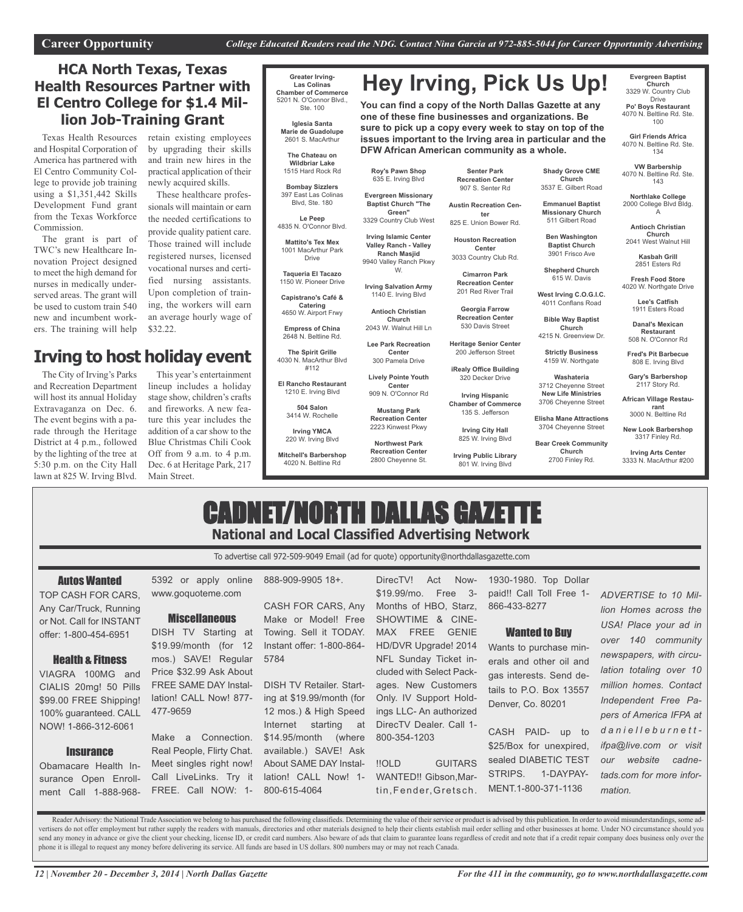**Career Opportunity** *College Educated Readers read the NDG. Contact Nina Garcia at 972-885-5044 for Career Opportunity Advertising*

## HCA North Texas, Texas Health Resources Partner with El Centro College for $1.4 Million Job-Training Grant

Texas Health Resources and Hospital Corporation of America has partnered with El Centro Community College to provide job training using a $1,351,442 Skills Development Fund grant from the Texas Workforce Commission.

The grant is part of TWC's new Healthcare Innovation Project designed to meet the high demand for nurses in medically underserved areas. The grant will be used to custom train 540 new and incumbent workers. The training will help retain existing employees by upgrading their skills and train new hires in the practical application of their newly acquired skills.

These healthcare professionals will maintain or earn the needed certifications to provide quality patient care. Those trained will include registered nurses, licensed vocational nurses and certified nursing assistants. Upon completion of training, the workers will earn an average hourly wage of $32.22.

## Irving to host holiday event

The City of Irving's Parks and Recreation Department will host its annual Holiday Extravaganza on Dec. 6. The event begins with a parade through the Heritage District at 4 p.m., followed by the lighting of the tree at 5:30 p.m. on the City Hall lawn at 825 W. Irving Blvd.

This year's entertainment lineup includes a holiday stage show, children's crafts and fireworks. A new feature this year includes the addition of a car show to the Blue Christmas Chili Cook Off from 9 a.m. to 4 p.m. Dec. 6 at Heritage Park, 217 Main Street.

## Hey Irving, Pick Us Up!

**You can find a copy of the North Dallas Gazette at any one of these fine businesses and organizations. Be sure to pick up a copy every week to stay on top of the issues important to the Irving area in particular and the DFW African American community as a whole.**

**Greater Irving-Las Colinas Chamber of Commerce** 5201 N. O'Connor Blvd., Ste. 100

**Iglesia Santa Marie de Guadolupe** 2601 S. MacArthur

**The Chateau on Wildbriar Lake** 1515 Hard Rock Rd

**Bombay Sizzlers** 397 East Las Colinas Blvd, Ste. 180

**Le Peep** 4835 N. O'Connor Blvd.

**Mattito's Tex Mex** 1001 MacArthur Park Drive

**Taqueria El Tacazo** 1150 W. Pioneer Drive

**Capistrano's Café & Catering** 4650 W. Airport Frwy

**Empress of China** 2648 N. Beltline Rd.

**The Spirit Grille** 4030 N. MacArthur Blvd #112

**El Rancho Restaurant** 1210 E. Irving Blvd

**504 Salon** 3414 W. Rochelle

**Irving YMCA** 220 W. Irving Blvd

**Mitchell's Barbershop** 4020 N. Beltline Rd

**Roy's Pawn Shop** 635 E. Irving Blvd

**Evergreen Missionary Baptist Church "The Green"** 3329 Country Club West

**Irving Islamic Center Valley Ranch - Valley Ranch Masjid** 9940 Valley Ranch Pkwy W.

**Irving Salvation Army** 1140 E. Irving Blvd

**Antioch Christian Church** 2043 W. Walnut Hill Ln

**Lee Park Recreation Center** 300 Pamela Drive

**Lively Pointe Youth Center** 909 N. O'Connor Rd

**Mustang Park Recreation Center** 2223 Kinwest Pkwy

**Northwest Park Recreation Center** 2800 Cheyenne St.

**Senter Park Recreation Center** 907 S. Senter Rd

**Austin Recreation Center** 825 E. Union Bower Rd.

**Houston Recreation Center** 3033 Country Club Rd.

**Cimarron Park Recreation Center** 201 Red River Trail

**Georgia Farrow Recreation Center** 530 Davis Street

**Heritage Senior Center** 200 Jefferson Street

**iRealy Office Building** 320 Decker Drive

**Irving Hispanic Chamber of Commerce** 135 S. Jefferson

**Irving City Hall** 825 W. Irving Blvd

**Irving Public Library** 801 W. Irving Blvd

**Shady Grove CME Church** 3537 E. Gilbert Road

**Emmanuel Baptist Missionary Church** 511 Gilbert Road

**Ben Washington Baptist Church** 3901 Frisco Ave

**Shepherd Church** 615 W. Davis

**West Irving C.O.G.I.C.** 4011 Conflans Road

**Bible Way Baptist Church** 4215 N. Greenview Dr.

**Strictly Business** 4159 W. Northgate

**Washateria** 3712 Cheyenne Street

**New Life Ministries** 3706 Cheyenne Street

**Elisha Mane Attractions** 3704 Cheyenne Street

**Bear Creek Community Church** 2700 Finley Rd.

**Evergreen Baptist Church** 3329 W. Country Club Drive

**Po' Boys Restaurant** 4070 N. Beltline Rd. Ste. 100

**Girl Friends Africa** 4070 N. Beltline Rd. Ste. 134

**VW Barbership** 4070 N. Beltline Rd. Ste. 143

**Northlake College** 2000 College Blvd Bldg. A

**Antioch Christian Church** 2041 West Walnut Hill

**Kasbah Grill** 2851 Esters Rd

**Fresh Food Store** 4020 W. Northgate Drive

**Lee's Catfish** 1911 Esters Road

**Danal's Mexican Restaurant** 508 N. O'Connor Rd

**Fred's Pit Barbecue** 808 E. Irving Blvd

**Gary's Barbershop** 2117 Story Rd.

**African Village Restaurant** 3000 N. Beltline Rd

**New Look Barbershop** 3317 Finley Rd.

**Irving Arts Center** 3333 N. MacArthur #200

# CADNET/NORTH DALLAS GAZETTE

**National and Local Classified Advertising Network**

To advertise call 972-509-9049 Email (ad for quote) opportunity@northdallasgazette.com

### Autos Wanted

TOP CASH FOR CARS, Any Car/Truck, Running or Not. Call for INSTANT offer: 1-800-454-6951

### Health & Fitness

VIAGRA 100MG and CIALIS 20mg! 50 Pills $99.00 FREE Shipping! 100% guaranteed. CALL NOW! 1-866-312-6061

### Insurance

Obamacare Health Insurance Open Enrollment Call 1-888-968-5392 or apply online www.goquoteme.com

### Miscellaneous

DISH TV Starting at $19.99/month (for 12 mos.) SAVE! Regular Price $32.99 Ask About FREE SAME DAY Installation! CALL Now! 877-477-9659

Make a Connection. Real People, Flirty Chat. Meet singles right now! Call LiveLinks. Try it FREE. Call NOW: 1-888-909-9905 18+.

CASH FOR CARS, Any Make or Model! Free Towing. Sell it TODAY. Instant offer: 1-800-864-5784

DISH TV Retailer. Starting at $19.99/month (for 12 mos.) & High Speed Internet starting at $14.95/month (where available.) SAVE! Ask About SAME DAY Installation! CALL Now! 1-800-615-4064

DirecTV! Act Now- $19.99/mo. Free 3-Months of HBO, Starz, SHOWTIME & CINEMAX FREE GENIE HD/DVR Upgrade! 2014 NFL Sunday Ticket included with Select Packages. New Customers Only. IV Support Holdings LLC- An authorized DirecTV Dealer. Call 1-800-354-1203

!!OLD GUITARS WANTED!! Gibson,Martin,Fender,Gretsch. 1930-1980. Top Dollar paid!! Call Toll Free 1-866-433-8277

### Wanted to Buy

Wants to purchase minerals and other oil and gas interests. Send details to P.O. Box 13557 Denver, Co. 80201

CASH PAID- up to $25/Box for unexpired, sealed DIABETIC TEST STRIPS. 1-DAYPAYMENT.1-800-371-1136

*ADVERTISE to 10 Million Homes across the USA! Place your ad in over 140 community newspapers, with circulation totaling over 10 million homes. Contact Independent Free Papers of America IFPA at daniellebburnett-ifpa@live.com or visit our website cadnetads.com for more information.*

Reader Advisory: the National Trade Association we belong to has purchased the following classifieds. Determining the value of their service or product is advised by this publication. In order to avoid misunderstandings, some advertisers do not offer employment but rather supply the readers with manuals, directories and other materials designed to help their clients establish mail order selling and other businesses at home. Under NO circumstance should you send any money in advance or give the client your checking, license ID, or credit card numbers. Also beware of ads that claim to guarantee loans regardless of credit and note that if a credit repair company does business only over the phone it is illegal to request any money before delivering its service. All funds are based in US dollars. 800 numbers may or may not reach Canada.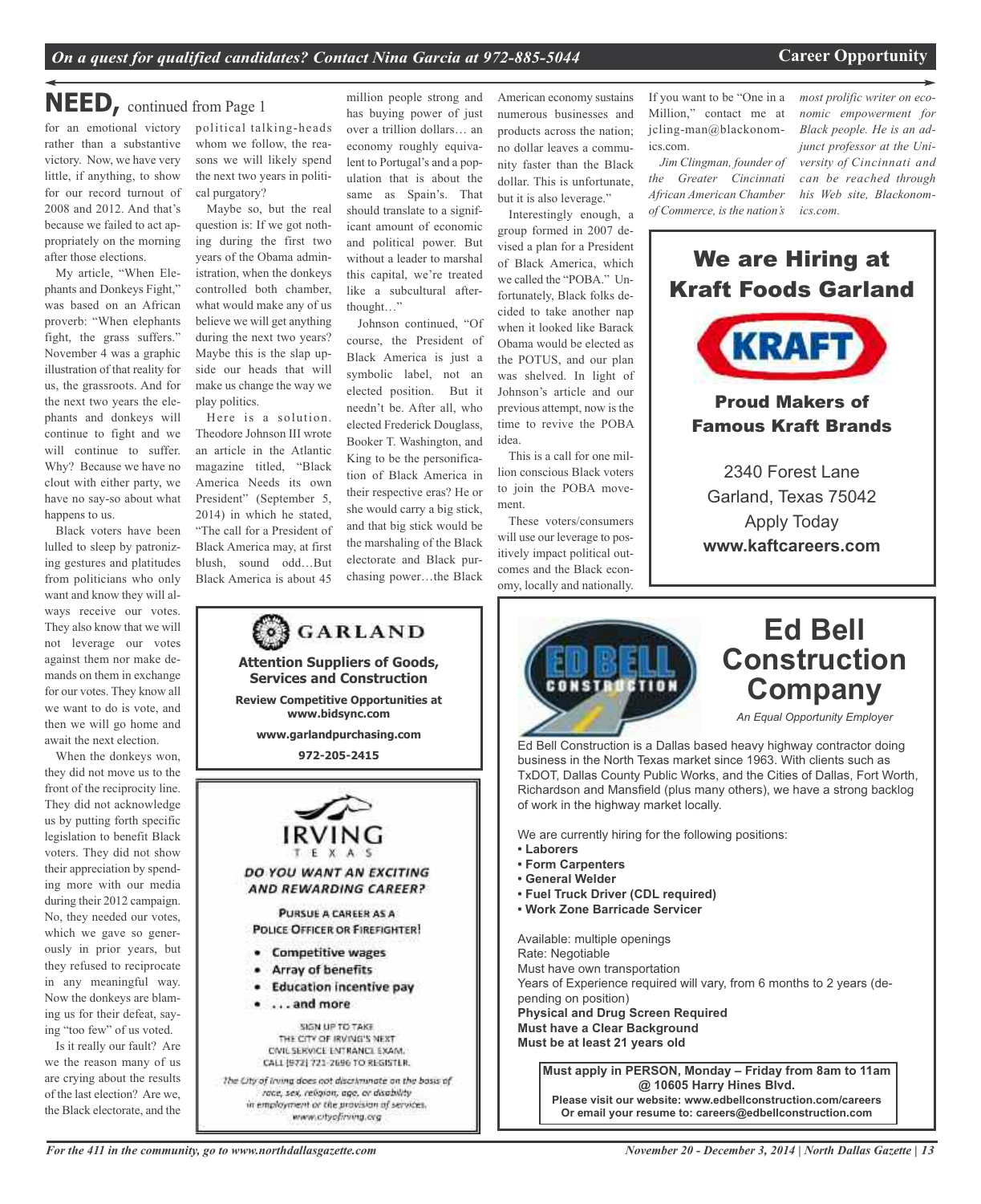## NEED, continued from Page 1

for an emotional victory rather than a substantive victory. Now, we have very little, if anything, to show for our record turnout of 2008 and 2012. And that's because we failed to act appropriately on the morning after those elections.

My article, "When Elephants and Donkeys Fight," was based on an African proverb: "When elephants fight, the grass suffers." November 4 was a graphic illustration of that reality for us, the grassroots. And for the next two years the elephants and donkeys will continue to fight and we will continue to suffer. Why? Because we have no clout with either party, we have no say-so about what happens to us.

Black voters have been lulled to sleep by patronizing gestures and platitudes from politicians who only want and know they will always receive our votes. They also know that we will not leverage our votes against them nor make demands on them in exchange for our votes. They know all we want to do is vote, and then we will go home and await the next election.

When the donkeys won, they did not move us to the front of the reciprocity line. They did not acknowledge us by putting forth specific legislation to benefit Black voters. They did not show their appreciation by spending more with our media during their 2012 campaign. No, they needed our votes, which we gave so generously in prior years, but they refused to reciprocate in any meaningful way. Now the donkeys are blaming us for their defeat, saying "too few" of us voted.

Is it really our fault? Are we the reason many of us are crying about the results of the last election? Are we, the Black electorate, and the political talking-heads whom we follow, the reasons we will likely spend the next two years in political purgatory?

Maybe so, but the real question is: If we got nothing during the first two years of the Obama administration, when the donkeys controlled both chamber, what would make any of us believe we will get anything during the next two years? Maybe this is the slap upside our heads that will make us change the way we play politics.

Here is a solution. Theodore Johnson III wrote an article in the Atlantic magazine titled, "Black America Needs its own President" (September 5, 2014) in which he stated, "The call for a President of Black America may, at first blush, sound odd…But Black America is about 45 million people strong and has buying power of just over a trillion dollars… an economy roughly equivalent to Portugal's and a population that is about the same as Spain's. That should translate to a significant amount of economic and political power. But without a leader to marshal this capital, we're treated like a subcultural afterthought…"

Johnson continued, "Of course, the President of Black America is just a symbolic label, not an elected position. But it needn't be. After all, who elected Frederick Douglass, Booker T. Washington, and King to be the personification of Black America in their respective eras? He or she would carry a big stick, and that big stick would be the marshaling of the Black electorate and Black purchasing power…the Black American economy sustains numerous businesses and products across the nation; no dollar leaves a community faster than the Black dollar. This is unfortunate, but it is also leverage."

Interestingly enough, a group formed in 2007 devised a plan for a President of Black America, which we called the "POBA." Unfortunately, Black folks decided to take another nap when it looked like Barack Obama would be elected as the POTUS, and our plan was shelved. In light of Johnson's article and our previous attempt, now is the time to revive the POBA idea.

This is a call for one million conscious Black voters to join the POBA movement.

These voters/consumers will use our leverage to positively impact political outcomes and the Black economy, locally and nationally.

If you want to be "One in a Million," contact me at jcling-man@blackonomics.com.

*Jim Clingman, founder of the Greater Cincinnati African American Chamber of Commerce, is the nation's most prolific writer on economic empowerment for Black people. He is an adjunct professor at the University of Cincinnati and can be reached through his Web site, Blackonomics.com.*

---

## We are Hiring at Kraft Foods Garland

KRAFT

### Proud Makers of Famous Kraft Brands

2340 Forest Lane
Garland, Texas 75042
Apply Today
**www.kaftcareers.com**

---

GARLAND

**Attention Suppliers of Goods, Services and Construction**

**Review Competitive Opportunities at www.bidsync.com**

**www.garlandpurchasing.com**

**972-205-2415**

---

IRVING
TEXAS

***DO YOU WANT AN EXCITING AND REWARDING CAREER?***

PURSUE A CAREER AS A POLICE OFFICER OR FIREFIGHTER!

- Competitive wages
- Array of benefits
- Education incentive pay
- . . . and more

SIGN UP TO TAKE THE CITY OF IRVING'S NEXT CIVIL SERVICE ENTRANCE EXAM. CALL (972) 721-2696 TO REGISTER.

*The City of Irving does not discriminate on the basis of race, sex, religion, age, or disability in employment or the provision of services. www.cityofirving.org*

---

ED BELL CONSTRUCTION

## Ed Bell Construction Company

*An Equal Opportunity Employer*

Ed Bell Construction is a Dallas based heavy highway contractor doing business in the North Texas market since 1963. With clients such as TxDOT, Dallas County Public Works, and the Cities of Dallas, Fort Worth, Richardson and Mansfield (plus many others), we have a strong backlog of work in the highway market locally.

We are currently hiring for the following positions:

- **Laborers**
- **Form Carpenters**
- **General Welder**
- **Fuel Truck Driver (CDL required)**
- **Work Zone Barricade Servicer**

Available: multiple openings
Rate: Negotiable
Must have own transportation
Years of Experience required will vary, from 6 months to 2 years (depending on position)
**Physical and Drug Screen Required**
**Must have a Clear Background**
**Must be at least 21 years old**

**Must apply in PERSON, Monday – Friday from 8am to 11am @ 10605 Harry Hines Blvd.**
**Please visit our website: www.edbellconstruction.com/careers**
**Or email your resume to: careers@edbellconstruction.com**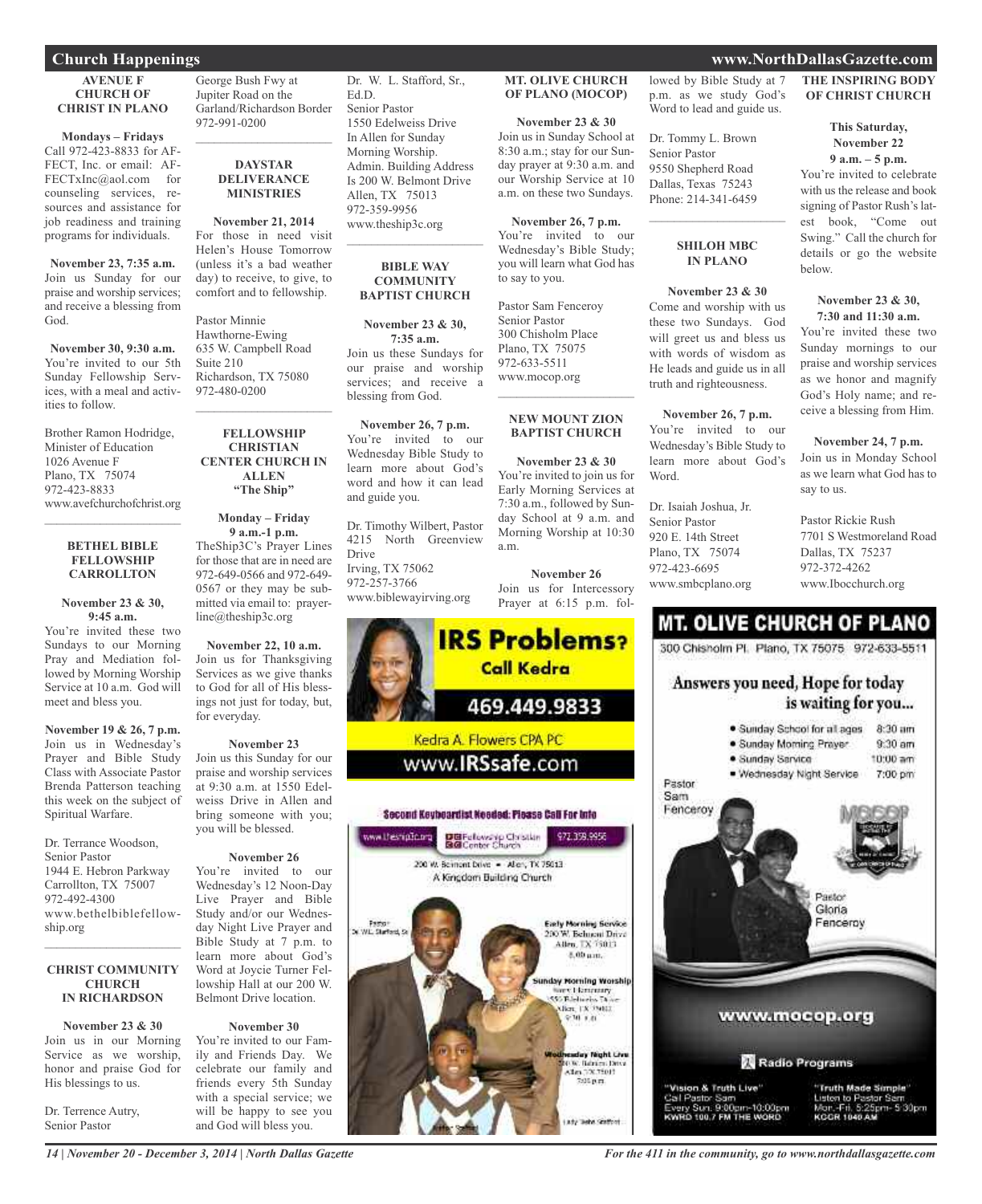## Church Happenings

### AVENUE F CHURCH OF CHRIST IN PLANO

**Mondays – Fridays**
Call 972-423-8833 for AFFECT, Inc. or email: AFFECTxInc@aol.com for counseling services, resources and assistance for job readiness and training programs for individuals.

**November 23, 7:35 a.m.**
Join us Sunday for our praise and worship services; and receive a blessing from God.

**November 30, 9:30 a.m.**
You're invited to our 5th Sunday Fellowship Services, with a meal and activities to follow.

Brother Ramon Hodridge,
Minister of Education
1026 Avenue F
Plano, TX 75074
972-423-8833
www.avefchurchofchrist.org

### BETHEL BIBLE FELLOWSHIP CARROLLTON

**November 23 & 30, 9:45 a.m.**
You're invited these two Sundays to our Morning Pray and Mediation followed by Morning Worship Service at 10 a.m. God will meet and bless you.

**November 19 & 26, 7 p.m.**
Join us in Wednesday's Prayer and Bible Study Class with Associate Pastor Brenda Patterson teaching this week on the subject of Spiritual Warfare.

Dr. Terrance Woodson,
Senior Pastor
1944 E. Hebron Parkway
Carrollton, TX 75007
972-492-4300
www.bethelbiblefellowship.org

### CHRIST COMMUNITY CHURCH IN RICHARDSON

**November 23 & 30**
Join us in our Morning Service as we worship, honor and praise God for His blessings to us.

Dr. Terrence Autry,
Senior Pastor
George Bush Fwy at Jupiter Road on the Garland/Richardson Border
972-991-0200

### DAYSTAR DELIVERANCE MINISTRIES

**November 21, 2014**
For those in need visit Helen's House Tomorrow (unless it's a bad weather day) to receive, to give, to comfort and to fellowship.

Pastor Minnie Hawthorne-Ewing
635 W. Campbell Road
Suite 210
Richardson, TX 75080
972-480-0200

### FELLOWSHIP CHRISTIAN CENTER CHURCH IN ALLEN "The Ship"

**Monday – Friday 9 a.m.-1 p.m.**
TheShip3C's Prayer Lines for those that are in need are 972-649-0566 and 972-649-0567 or they may be submitted via email to: prayerline@theship3c.org

**November 22, 10 a.m.**
Join us for Thanksgiving Services as we give thanks to God for all of His blessings not just for today, but, for everyday.

**November 23**
Join us this Sunday for our praise and worship services at 9:30 a.m. at 1550 Edelweiss Drive in Allen and bring someone with you; you will be blessed.

**November 26**
You're invited to our Wednesday's 12 Noon-Day Live Prayer and Bible Study and/or our Wednesday Night Live Prayer and Bible Study at 7 p.m. to learn more about God's Word at Joycie Turner Fellowship Hall at our 200 W. Belmont Drive location.

**November 30**
You're invited to our Family and Friends Day. We celebrate our family and friends every 5th Sunday with a special service; we will be happy to see you and God will bless you.

Dr. W. L. Stafford, Sr., Ed.D.
Senior Pastor
1550 Edelweiss Drive
In Allen for Sunday Morning Worship.
Admin. Building Address Is 200 W. Belmont Drive
Allen, TX 75013
972-359-9956
www.theship3c.org

### BIBLE WAY COMMUNITY BAPTIST CHURCH

**November 23 & 30, 7:35 a.m.**
Join us these Sundays for our praise and worship services; and receive a blessing from God.

**November 26, 7 p.m.**
You're invited to our Wednesday Bible Study to learn more about God's word and how it can lead and guide you.

Dr. Timothy Wilbert, Pastor
4215 North Greenview Drive
Irving, TX 75062
972-257-3766
www.biblewayirving.org

### MT. OLIVE CHURCH OF PLANO (MOCOP)

**November 23 & 30**
Join us in Sunday School at 8:30 a.m.; stay for our Sunday prayer at 9:30 a.m. and our Worship Service at 10 a.m. on these two Sundays.

**November 26, 7 p.m.**
You're invited to our Wednesday's Bible Study; you will learn what God has to say to you.

Pastor Sam Fenceroy
Senior Pastor
300 Chisholm Place
Plano, TX 75075
972-633-5511
www.mocop.org

### NEW MOUNT ZION BAPTIST CHURCH

**November 23 & 30**
You're invited to join us for Early Morning Services at 7:30 a.m., followed by Sunday School at 9 a.m. and Morning Worship at 10:30 a.m.

**November 26**
Join us for Intercessory Prayer at 6:15 p.m. followed by Bible Study at 7 p.m. as we study God's Word to lead and guide us.

Dr. Tommy L. Brown
Senior Pastor
9550 Shepherd Road
Dallas, Texas 75243
Phone: 214-341-6459

### SHILOH MBC IN PLANO

**November 23 & 30**
Come and worship with us these two Sundays. God will greet us and bless us with words of wisdom as He leads and guide us in all truth and righteousness.

**November 26, 7 p.m.**
You're invited to our Wednesday's Bible Study to learn more about God's Word.

Dr. Isaiah Joshua, Jr.
Senior Pastor
920 E. 14th Street
Plano, TX 75074
972-423-6695
www.smbcplano.org

### THE INSPIRING BODY OF CHRIST CHURCH

**This Saturday, November 22 9 a.m. – 5 p.m.**
You're invited to celebrate with us the release and book signing of Pastor Rush's latest book, "Come out Swing." Call the church for details or go the website below.

**November 23 & 30, 7:30 and 11:30 a.m.**
You're invited these two Sunday mornings to our praise and worship services as we honor and magnify God's Holy name; and receive a blessing from Him.

**November 24, 7 p.m.**
Join us in Monday School as we learn what God has to say to us.

Pastor Rickie Rush
7701 S Westmoreland Road
Dallas, TX 75237
972-372-4262
www.Ibocchurch.org

---

**IRS Problems? Call Kedra**
469.449.9833
Kedra A. Flowers CPA PC
www.IRSsafe.com

---

**Second Keyboardist Needed: Please Call For Info**
www.theship3c.org | Fellowship Christian Center Church | 972.359.9956
200 W. Belmont Drive • Allen, TX 75013
A Kingdom Building Church

---

**MT. OLIVE CHURCH OF PLANO**
300 Chisholm Pl. Plano, TX 75075 972-633-5511
Answers you need, Hope for today is waiting for you...
- Sunday School for all ages 8:30 am
- Sunday Morning Prayer 9:30 am
- Sunday Service 10:00 am
- Wednesday Night Service 7:00 pm

Pastor Sam Fenceroy
Pastor Gloria Fenceroy
www.mocop.org
Radio Programs
"Vision & Truth Live" Call Pastor Sam Every Sun. 9:00pm-10:00pm KWRD 100.7 FM THE WORD
"Truth Made Simple" Listen to Pastor Sam Mon.-Fri. 5:25pm- 5:30pm KCGR 1040 AM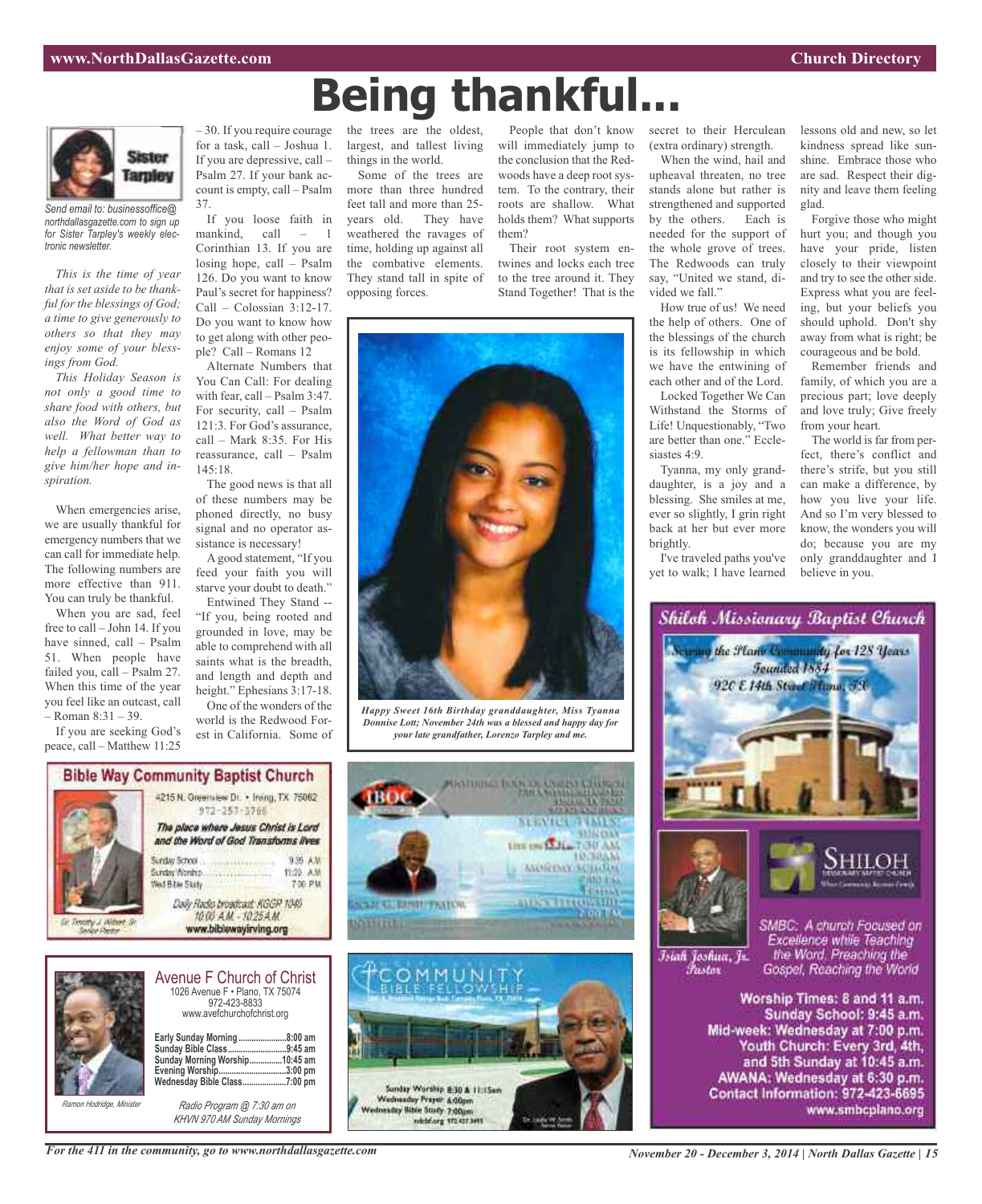# Being thankful...

Sister Tarpley

*Send email to: businessoffice@northdallasgazette.com to sign up for Sister Tarpley's weekly electronic newsletter.*

*This is the time of year that is set aside to be thankful for the blessings of God; a time to give generously to others so that they may enjoy some of your blessings from God.*

*This Holiday Season is not only a good time to share food with others, but also the Word of God as well. What better way to help a fellowman than to give him/her hope and inspiration.*

When emergencies arise, we are usually thankful for emergency numbers that we can call for immediate help. The following numbers are more effective than 911. You can truly be thankful.

When you are sad, feel free to call – John 14. If you have sinned, call – Psalm 51. When people have failed you, call – Psalm 27. When this time of the year you feel like an outcast, call – Roman 8:31 – 39.

If you are seeking God's peace, call – Matthew 11:25 – 30. If you require courage for a task, call – Joshua 1. If you are depressive, call – Psalm 27. If your bank account is empty, call – Psalm 37.

If you loose faith in mankind, call – 1 Corinthian 13. If you are losing hope, call – Psalm 126. Do you want to know Paul's secret for happiness? Call – Colossian 3:12-17. Do you want to know how to get along with other people? Call – Romans 12

Alternate Numbers that You Can Call: For dealing with fear, call – Psalm 3:47. For security, call – Psalm 121:3. For God's assurance, call – Mark 8:35. For His reassurance, call – Psalm 145:18.

The good news is that all of these numbers may be phoned directly, no busy signal and no operator assistance is necessary!

A good statement, "If you feed your faith you will starve your doubt to death."

Entwined They Stand -- "If you, being rooted and grounded in love, may be able to comprehend with all saints what is the breadth, and length and depth and height." Ephesians 3:17-18.

One of the wonders of the world is the Redwood Forest in California. Some of the trees are the oldest, largest, and tallest living things in the world.

Some of the trees are more than three hundred feet tall and more than 25-years old. They have weathered the ravages of time, holding up against all the combative elements. They stand tall in spite of opposing forces.

People that don't know will immediately jump to the conclusion that the Redwoods have a deep root system. To the contrary, their roots are shallow. What holds them? What supports them?

Their root system entwines and locks each tree to the tree around it. They Stand Together! That is the secret to their Herculean (extra ordinary) strength.

When the wind, hail and upheaval threaten, no tree stands alone but rather is strengthened and supported by the others. Each is needed for the support of the whole grove of trees. The Redwoods can truly say, "United we stand, divided we fall."

How true of us! We need the help of others. One of the blessings of the church is its fellowship in which we have the entwining of each other and of the Lord.

Locked Together We Can Withstand the Storms of Life! Unquestionably, "Two are better than one." Ecclesiastes 4:9.

Tyanna, my only granddaughter, is a joy and a blessing. She smiles at me, ever so slightly, I grin right back at her but ever more brightly.

I've traveled paths you've yet to walk; I have learned lessons old and new, so let kindness spread like sunshine. Embrace those who are sad. Respect their dignity and leave them feeling glad.

Forgive those who might hurt you; and though you have your pride, listen closely to their viewpoint and try to see the other side. Express what you are feeling, but your beliefs you should uphold. Don't shy away from what is right; be courageous and be bold.

Remember friends and family, of which you are a precious part; love deeply and love truly; Give freely from your heart.

The world is far from perfect, there's conflict and there's strife, but you still can make a difference, by how you live your life. And so I'm very blessed to know, the wonders you will do; because you are my only granddaughter and I believe in you.

*Happy Sweet 16th Birthday granddaughter, Miss Tyanna Donnise Lott; November 24th was a blessed and happy day for your late grandfather, Lorenzo Tarpley and me.*

## Bible Way Community Baptist Church

4215 N. Greenview Dr. • Irving, TX 75062
972-257-3766

*The place where Jesus Christ is Lord and the Word of God Transforms lives*

Sunday School ........ 9:35 A.M.
Sunday Worship ........ 11:00 A.M.
Wed Bible Study ........ 7:00 PM

*Daily Radio broadcast: KGGR 1040 10:00 A.M. - 10:25 A.M.*
www.biblewayirving.org

Dr. Timothy J. Wilbert, Sr. Senior Pastor

## Avenue F Church of Christ

1026 Avenue F • Plano, TX 75074
972-423-8833
www.avefchurchofchrist.org

**Early Sunday Morning ........ 8:00 am**
**Sunday Bible Class ........ 9:45 am**
**Sunday Morning Worship ........ 10:45 am**
**Evening Worship ........ 3:00 pm**
**Wednesday Bible Class ........ 7:00 pm**

*Radio Program @ 7:30 am on KHVN 970 AM Sunday Mornings*

Ramon Hodridge, Minister

## Shiloh Missionary Baptist Church

Serving the Plano Community for 128 Years
Founded 1884
920 E 14th Street Plano, TX

Isiah Joshua, Jr. Pastor

SHILOH Missionary Baptist Church

SMBC: A church Focused on Excellence while Teaching the Word, Preaching the Gospel, Reaching the World

**Worship Times: 8 and 11 a.m.**
**Sunday School: 9:45 a.m.**
**Mid-week: Wednesday at 7:00 p.m.**
**Youth Church: Every 3rd, 4th, and 5th Sunday at 10:45 a.m.**
**AWANA: Wednesday at 6:30 p.m.**
**Contact Information: 972-423-6695**
**www.smbcplano.org**

## COMMUNITY BIBLE FELLOWSHIP

Sunday Worship 8:30 & 11:15am
Wednesday Prayer 6:00pm
Wednesday Bible Study 7:00pm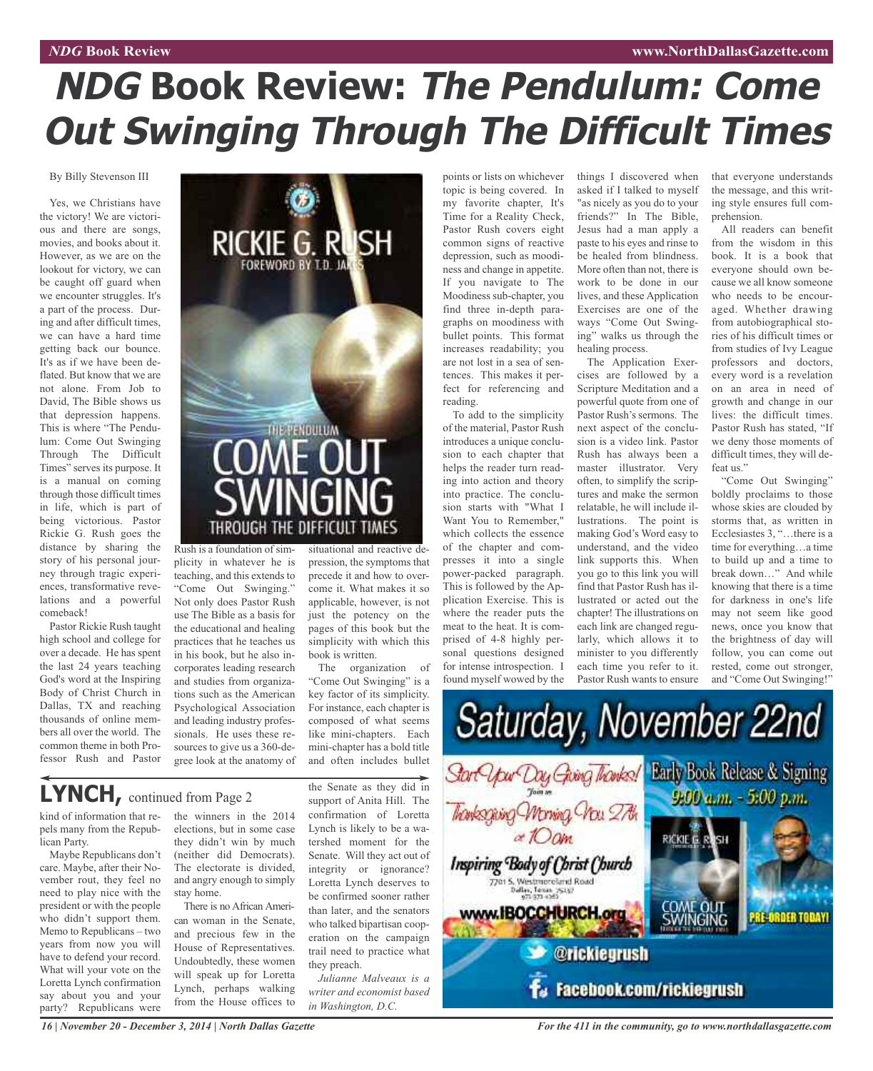# NDG Book Review: *The Pendulum: Come Out Swinging Through The Difficult Times*

By Billy Stevenson III

Yes, we Christians have the victory! We are victorious and there are songs, movies, and books about it. However, as we are on the lookout for victory, we can be caught off guard when we encounter struggles. It's a part of the process. During and after difficult times, we can have a hard time getting back our bounce. It's as if we have been deflated. But know that we are not alone. From Job to David, The Bible shows us that depression happens. This is where "The Pendulum: Come Out Swinging Through The Difficult Times" serves its purpose. It is a manual on coming through those difficult times in life, which is part of being victorious. Pastor Rickie G. Rush goes the distance by sharing the story of his personal journey through tragic experiences, transformative revelations and a powerful comeback!

Pastor Rickie Rush taught high school and college for over a decade. He has spent the last 24 years teaching God's word at the Inspiring Body of Christ Church in Dallas, TX and reaching thousands of online members all over the world. The common theme in both Professor Rush and Pastor Rush is a foundation of simplicity in whatever he is teaching, and this extends to "Come Out Swinging." Not only does Pastor Rush use The Bible as a basis for the educational and healing practices that he teaches us in his book, but he also incorporates leading research and studies from organizations such as the American Psychological Association and leading industry professionals. He uses these resources to give us a 360-degree look at the anatomy of situational and reactive depression, the symptoms that precede it and how to overcome it. What makes it so applicable, however, is not just the potency on the pages of this book but the simplicity with which this book is written.

The organization of "Come Out Swinging" is a key factor of its simplicity. For instance, each chapter is composed of what seems like mini-chapters. Each mini-chapter has a bold title and often includes bullet points or lists on whichever topic is being covered. In my favorite chapter, It's Time for a Reality Check, Pastor Rush covers eight common signs of reactive depression, such as moodiness and change in appetite. If you navigate to The Moodiness sub-chapter, you find three in-depth paragraphs on moodiness with bullet points. This format increases readability; you are not lost in a sea of sentences. This makes it perfect for referencing and reading.

To add to the simplicity of the material, Pastor Rush introduces a unique conclusion to each chapter that helps the reader turn reading into action and theory into practice. The conclusion starts with "What I Want You to Remember," which collects the essence of the chapter and compresses it into a single power-packed paragraph. This is followed by the Application Exercise. This is where the reader puts the meat to the heat. It is comprised of 4-8 highly personal questions designed for intense introspection. I found myself wowed by the things I discovered when asked if I talked to myself "as nicely as you do to your friends?" In The Bible, Jesus had a man apply a paste to his eyes and rinse to be healed from blindness. More often than not, there is work to be done in our lives, and these Application Exercises are one of the ways "Come Out Swinging" walks us through the healing process.

The Application Exercises are followed by a Scripture Meditation and a powerful quote from one of Pastor Rush's sermons. The next aspect of the conclusion is a video link. Pastor Rush has always been a master illustrator. Very often, to simplify the scriptures and make the sermon relatable, he will include illustrations. The point is making God's Word easy to understand, and the video link supports this. When you go to this link you will find that Pastor Rush has illustrated or acted out the chapter! The illustrations on each link are changed regularly, which allows it to minister to you differently each time you refer to it. Pastor Rush wants to ensure that everyone understands the message, and this writing style ensures full comprehension.

All readers can benefit from the wisdom in this book. It is a book that everyone should own because we all know someone who needs to be encouraged. Whether drawing from autobiographical stories of his difficult times or from studies of Ivy League professors and doctors, every word is a revelation on an area in need of growth and change in our lives: the difficult times. Pastor Rush has stated, "If we deny those moments of difficult times, they will defeat us."

"Come Out Swinging" boldly proclaims to those whose skies are clouded by storms that, as written in Ecclesiastes 3, "…there is a time for everything…a time to build up and a time to break down…" And while knowing that there is a time for darkness in one's life may not seem like good news, once you know that the brightness of day will follow, you can come out rested, come out stronger, and "Come Out Swinging!"

## LYNCH, continued from Page 2

kind of information that repels many from the Republican Party.

Maybe Republicans don't care. Maybe, after their November rout, they feel no need to play nice with the president or with the people who didn't support them. Memo to Republicans – two years from now you will have to defend your record. What will your vote on the Loretta Lynch confirmation say about you and your party? Republicans were the winners in the 2014 elections, but in some case they didn't win by much (neither did Democrats). The electorate is divided, and angry enough to simply stay home.

There is no African American woman in the Senate, and precious few in the House of Representatives. Undoubtedly, these women will speak up for Loretta Lynch, perhaps walking from the House offices to the Senate as they did in support of Anita Hill. The confirmation of Loretta Lynch is likely to be a watershed moment for the Senate. Will they act out of integrity or ignorance? Loretta Lynch deserves to be confirmed sooner rather than later, and the senators who talked bipartisan cooperation on the campaign trail need to practice what they preach.

*Julianne Malveaux is a writer and economist based in Washington, D.C.*

Saturday, November 22nd

Early Book Release & Signing
9:00 a.m. - 5:00 p.m.

Start Your Day Giving Thanks! Join us Thanksgiving Morning Nov 27th at 10am

Inspiring Body of Christ Church
7701 S. Westmoreland Road
Dallas, Texas 75237

www.IBOCCHURCH.org

PRE-ORDER TODAY!

@rickiegrush

Facebook.com/rickiegrush